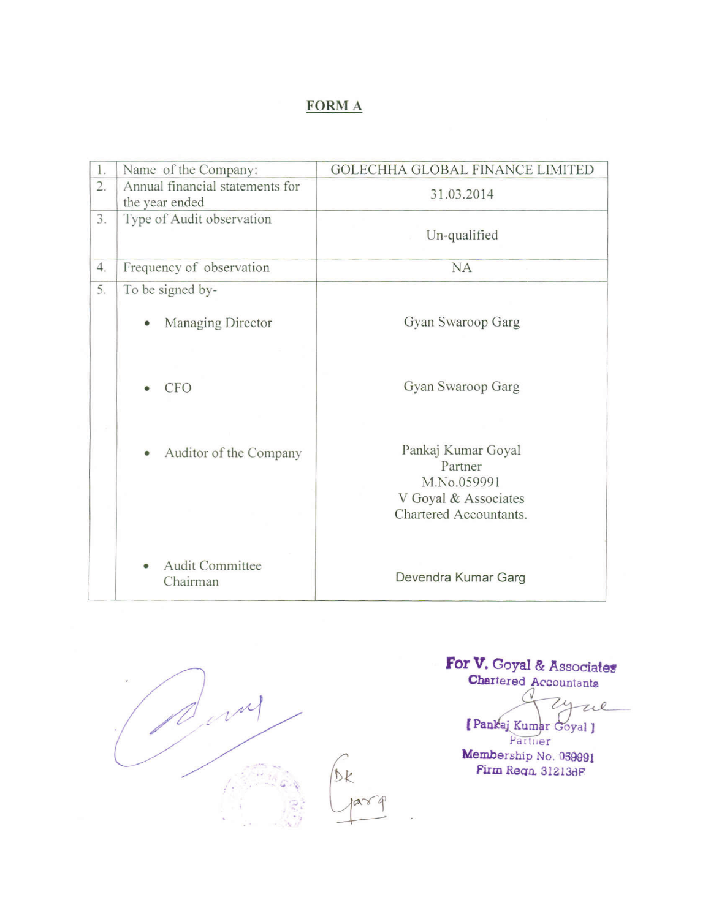# FORM A

| | | |
|---|---|---|
| 1. | Name of the Company: | GOLECHHA GLOBAL FINANCE LIMITED |
| 2. | Annual financial statements for the year ended | 31.03.2014 |
| 3. | Type of Audit observation | Un-qualified |
| 4. | Frequency of observation | NA |
| 5. | To be signed by- | |
| | • Managing Director | Gyan Swaroop Garg |
| | • CFO | Gyan Swaroop Garg |
| | • Auditor of the Company | Pankaj Kumar Goyal<br>Partner<br>M.No.059991<br>V Goyal & Associates<br>Chartered Accountants. |
| | • Audit Committee Chairman | Devendra Kumar Garg |

For V. Goyal & Associates
Chartered Accountants

[ Pankaj Kumar Goyal ]
Partner
Membership No. 059991
Firm Regn. 312136F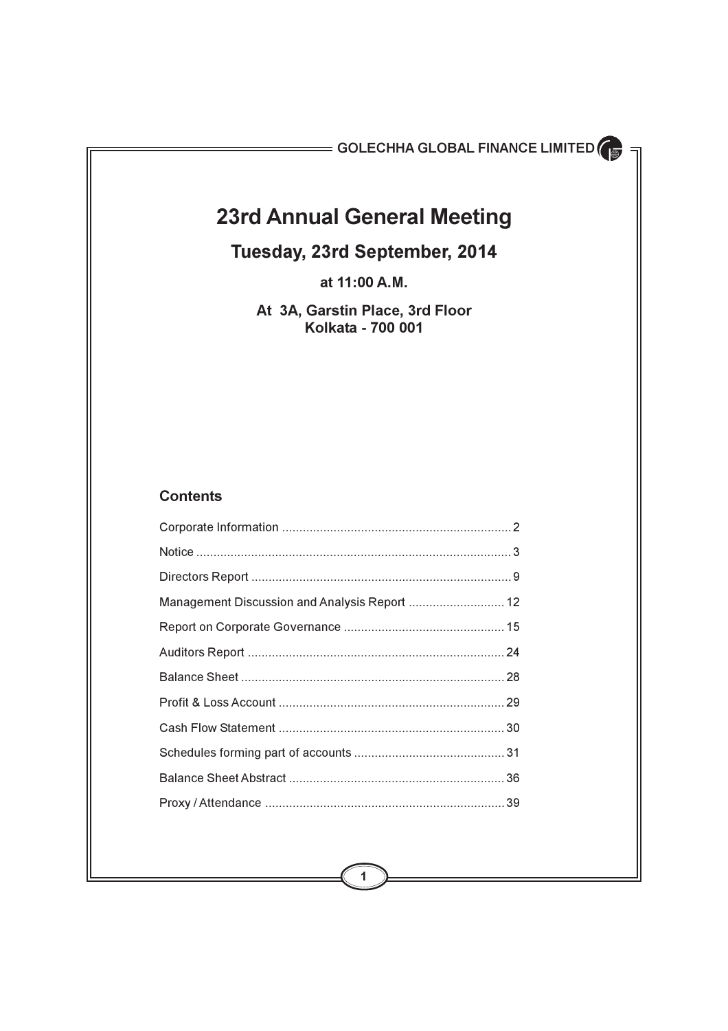# 23rd Annual General Meeting

## Tuesday, 23rd September, 2014

**at 11:00 A.M.**

**At 3A, Garstin Place, 3rd Floor**
**Kolkata - 700 001**

### Contents

| | |
|---|---|
| Corporate Information | 2 |
| Notice | 3 |
| Directors Report | 9 |
| Management Discussion and Analysis Report | 12 |
| Report on Corporate Governance | 15 |
| Auditors Report | 24 |
| Balance Sheet | 28 |
| Profit & Loss Account | 29 |
| Cash Flow Statement | 30 |
| Schedules forming part of accounts | 31 |
| Balance Sheet Abstract | 36 |
| Proxy / Attendance | 39 |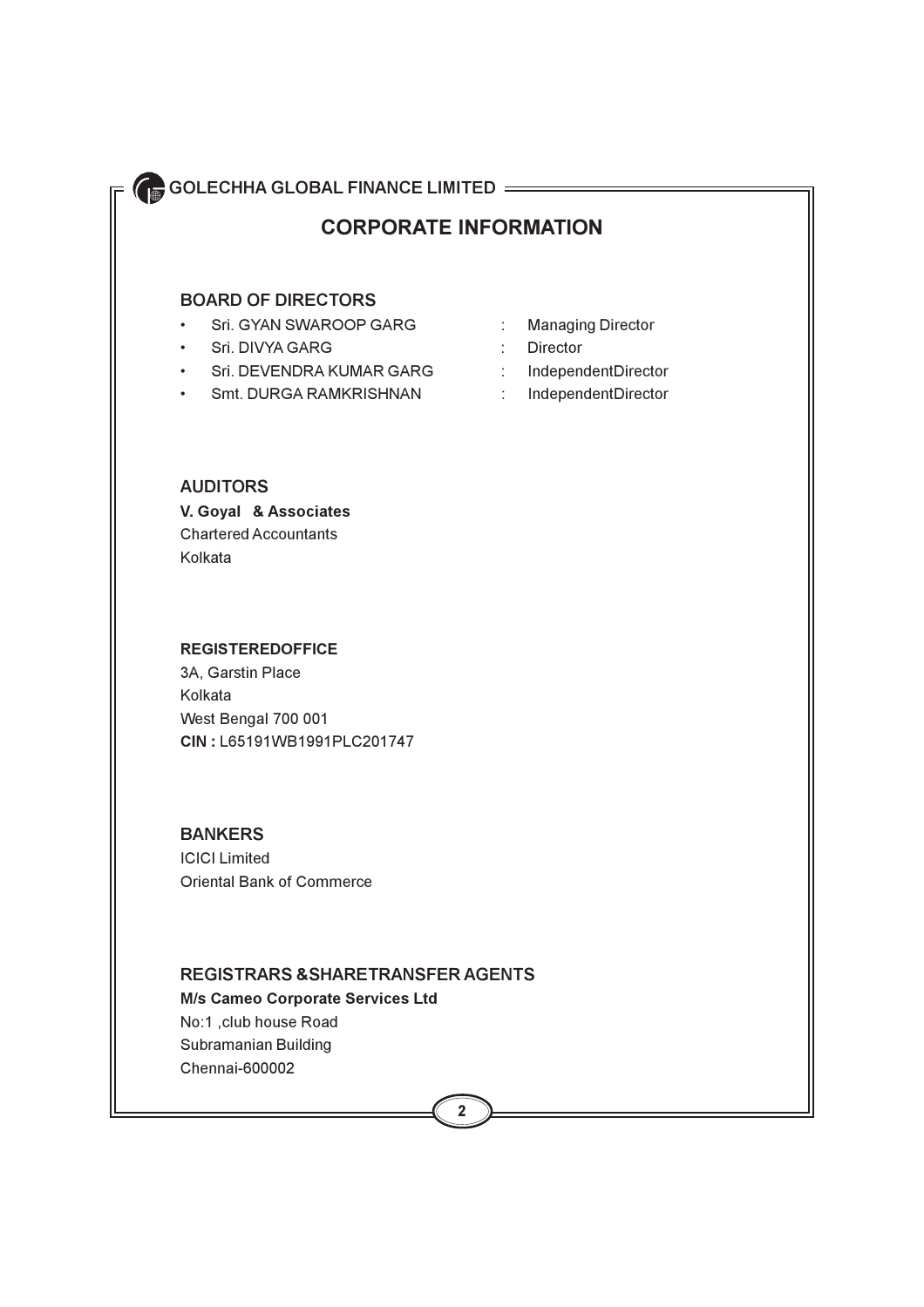# CORPORATE INFORMATION

## BOARD OF DIRECTORS

- Sri. GYAN SWAROOP GARG : Managing Director
- Sri. DIVYA GARG : Director
- Sri. DEVENDRA KUMAR GARG : IndependentDirector
- Smt. DURGA RAMKRISHNAN : IndependentDirector

## AUDITORS

**V. Goyal & Associates**
Chartered Accountants
Kolkata

## REGISTEREDOFFICE

3A, Garstin Place
Kolkata
West Bengal 700 001
**CIN :** L65191WB1991PLC201747

## BANKERS

ICICI Limited
Oriental Bank of Commerce

## REGISTRARS &SHARETRANSFER AGENTS

**M/s Cameo Corporate Services Ltd**
No:1 ,club house Road
Subramanian Building
Chennai-600002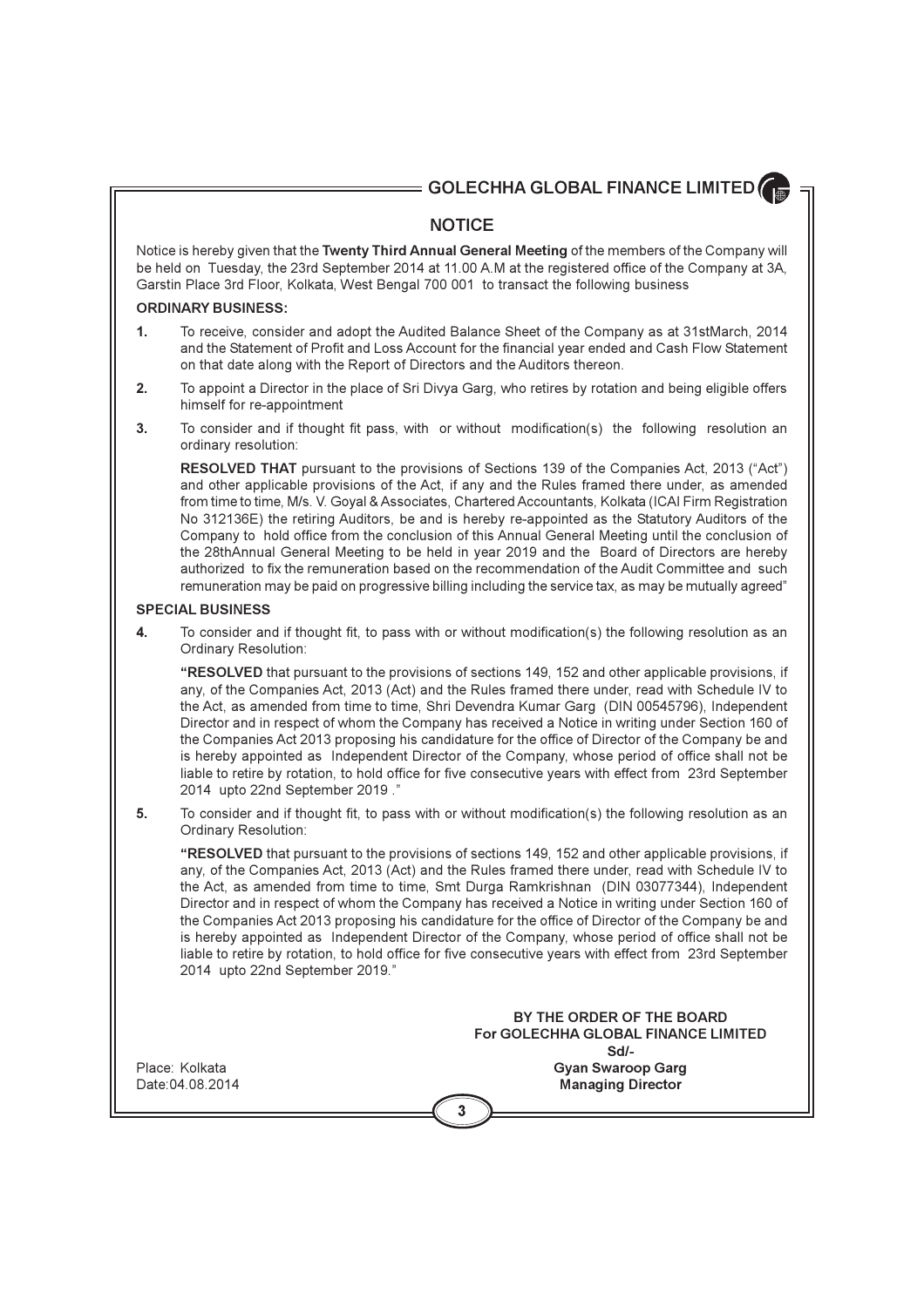# NOTICE

Notice is hereby given that the **Twenty Third Annual General Meeting** of the members of the Company will be held on Tuesday, the 23rd September 2014 at 11.00 A.M at the registered office of the Company at 3A, Garstin Place 3rd Floor, Kolkata, West Bengal 700 001 to transact the following business

**ORDINARY BUSINESS:**

1. To receive, consider and adopt the Audited Balance Sheet of the Company as at 31stMarch, 2014 and the Statement of Profit and Loss Account for the financial year ended and Cash Flow Statement on that date along with the Report of Directors and the Auditors thereon.

2. To appoint a Director in the place of Sri Divya Garg, who retires by rotation and being eligible offers himself for re-appointment

3. To consider and if thought fit pass, with or without modification(s) the following resolution an ordinary resolution:

   **RESOLVED THAT** pursuant to the provisions of Sections 139 of the Companies Act, 2013 ("Act") and other applicable provisions of the Act, if any and the Rules framed there under, as amended from time to time, M/s. V. Goyal & Associates, Chartered Accountants, Kolkata (ICAI Firm Registration No 312136E) the retiring Auditors, be and is hereby re-appointed as the Statutory Auditors of the Company to hold office from the conclusion of this Annual General Meeting until the conclusion of the 28thAnnual General Meeting to be held in year 2019 and the Board of Directors are hereby authorized to fix the remuneration based on the recommendation of the Audit Committee and such remuneration may be paid on progressive billing including the service tax, as may be mutually agreed"

**SPECIAL BUSINESS**

4. To consider and if thought fit, to pass with or without modification(s) the following resolution as an Ordinary Resolution:

   **"RESOLVED** that pursuant to the provisions of sections 149, 152 and other applicable provisions, if any, of the Companies Act, 2013 (Act) and the Rules framed there under, read with Schedule IV to the Act, as amended from time to time, Shri Devendra Kumar Garg (DIN 00545796), Independent Director and in respect of whom the Company has received a Notice in writing under Section 160 of the Companies Act 2013 proposing his candidature for the office of Director of the Company be and is hereby appointed as Independent Director of the Company, whose period of office shall not be liable to retire by rotation, to hold office for five consecutive years with effect from 23rd September 2014 upto 22nd September 2019 ."

5. To consider and if thought fit, to pass with or without modification(s) the following resolution as an Ordinary Resolution:

   **"RESOLVED** that pursuant to the provisions of sections 149, 152 and other applicable provisions, if any, of the Companies Act, 2013 (Act) and the Rules framed there under, read with Schedule IV to the Act, as amended from time to time, Smt Durga Ramkrishnan (DIN 03077344), Independent Director and in respect of whom the Company has received a Notice in writing under Section 160 of the Companies Act 2013 proposing his candidature for the office of Director of the Company be and is hereby appointed as Independent Director of the Company, whose period of office shall not be liable to retire by rotation, to hold office for five consecutive years with effect from 23rd September 2014 upto 22nd September 2019."

**BY THE ORDER OF THE BOARD**
**For GOLECHHA GLOBAL FINANCE LIMITED**
**Sd/-**
**Gyan Swaroop Garg**
**Managing Director**

Place: Kolkata
Date:04.08.2014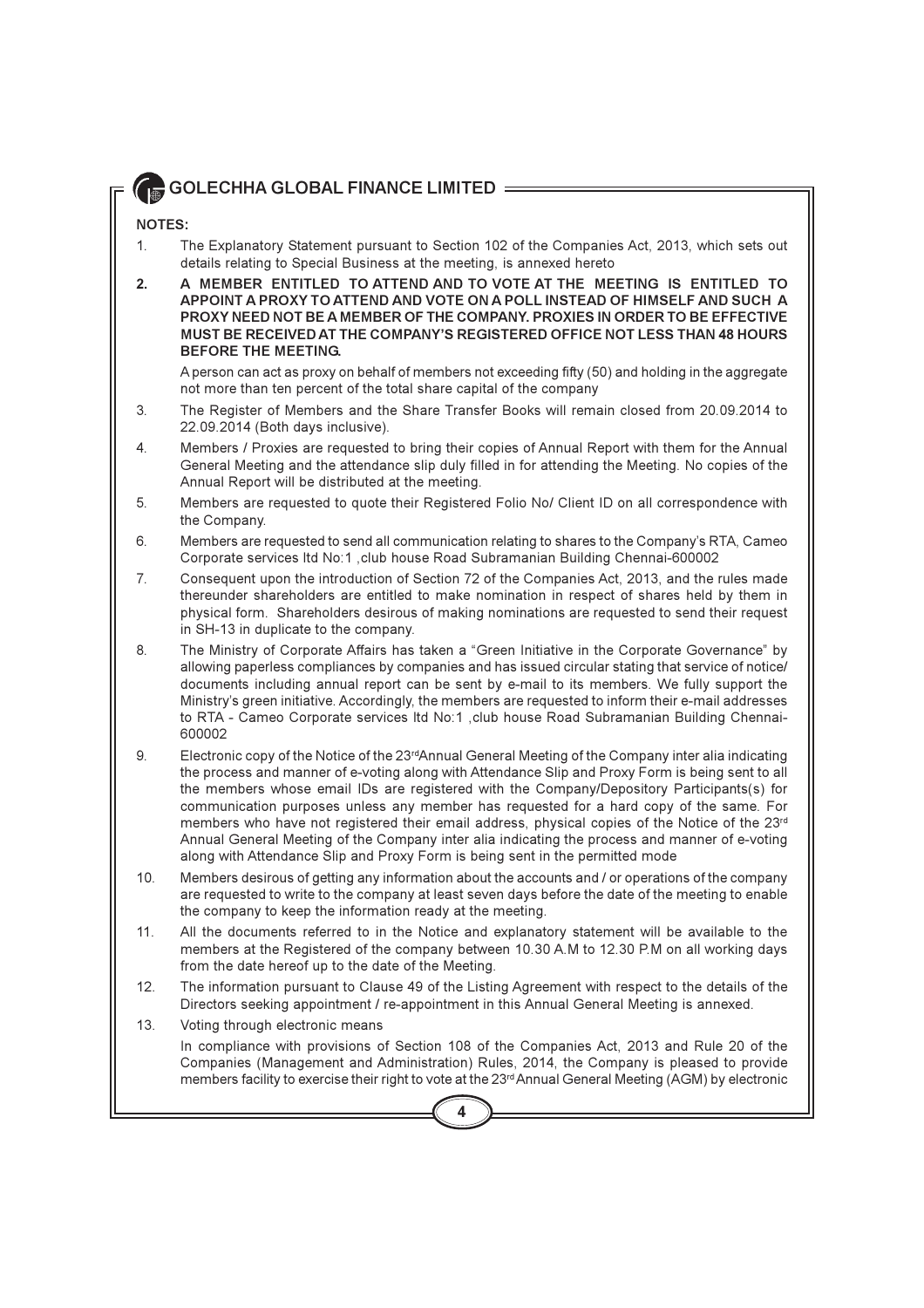**NOTES:**

1. The Explanatory Statement pursuant to Section 102 of the Companies Act, 2013, which sets out details relating to Special Business at the meeting, is annexed hereto

2. **A MEMBER ENTITLED TO ATTEND AND TO VOTE AT THE MEETING IS ENTITLED TO APPOINT A PROXY TO ATTEND AND VOTE ON A POLL INSTEAD OF HIMSELF AND SUCH A PROXY NEED NOT BE A MEMBER OF THE COMPANY. PROXIES IN ORDER TO BE EFFECTIVE MUST BE RECEIVED AT THE COMPANY'S REGISTERED OFFICE NOT LESS THAN 48 HOURS BEFORE THE MEETING.**

   A person can act as proxy on behalf of members not exceeding fifty (50) and holding in the aggregate not more than ten percent of the total share capital of the company

3. The Register of Members and the Share Transfer Books will remain closed from 20.09.2014 to 22.09.2014 (Both days inclusive).

4. Members / Proxies are requested to bring their copies of Annual Report with them for the Annual General Meeting and the attendance slip duly filled in for attending the Meeting. No copies of the Annual Report will be distributed at the meeting.

5. Members are requested to quote their Registered Folio No/ Client ID on all correspondence with the Company.

6. Members are requested to send all communication relating to shares to the Company's RTA, Cameo Corporate services ltd No:1 ,club house Road Subramanian Building Chennai-600002

7. Consequent upon the introduction of Section 72 of the Companies Act, 2013, and the rules made thereunder shareholders are entitled to make nomination in respect of shares held by them in physical form. Shareholders desirous of making nominations are requested to send their request in SH-13 in duplicate to the company.

8. The Ministry of Corporate Affairs has taken a "Green Initiative in the Corporate Governance" by allowing paperless compliances by companies and has issued circular stating that service of notice/ documents including annual report can be sent by e-mail to its members. We fully support the Ministry's green initiative. Accordingly, the members are requested to inform their e-mail addresses to RTA - Cameo Corporate services ltd No:1 ,club house Road Subramanian Building Chennai-600002

9. Electronic copy of the Notice of the 23rd Annual General Meeting of the Company inter alia indicating the process and manner of e-voting along with Attendance Slip and Proxy Form is being sent to all the members whose email IDs are registered with the Company/Depository Participants(s) for communication purposes unless any member has requested for a hard copy of the same. For members who have not registered their email address, physical copies of the Notice of the 23rd Annual General Meeting of the Company inter alia indicating the process and manner of e-voting along with Attendance Slip and Proxy Form is being sent in the permitted mode

10. Members desirous of getting any information about the accounts and / or operations of the company are requested to write to the company at least seven days before the date of the meeting to enable the company to keep the information ready at the meeting.

11. All the documents referred to in the Notice and explanatory statement will be available to the members at the Registered of the company between 10.30 A.M to 12.30 P.M on all working days from the date hereof up to the date of the Meeting.

12. The information pursuant to Clause 49 of the Listing Agreement with respect to the details of the Directors seeking appointment / re-appointment in this Annual General Meeting is annexed.

13. Voting through electronic means

    In compliance with provisions of Section 108 of the Companies Act, 2013 and Rule 20 of the Companies (Management and Administration) Rules, 2014, the Company is pleased to provide members facility to exercise their right to vote at the 23rd Annual General Meeting (AGM) by electronic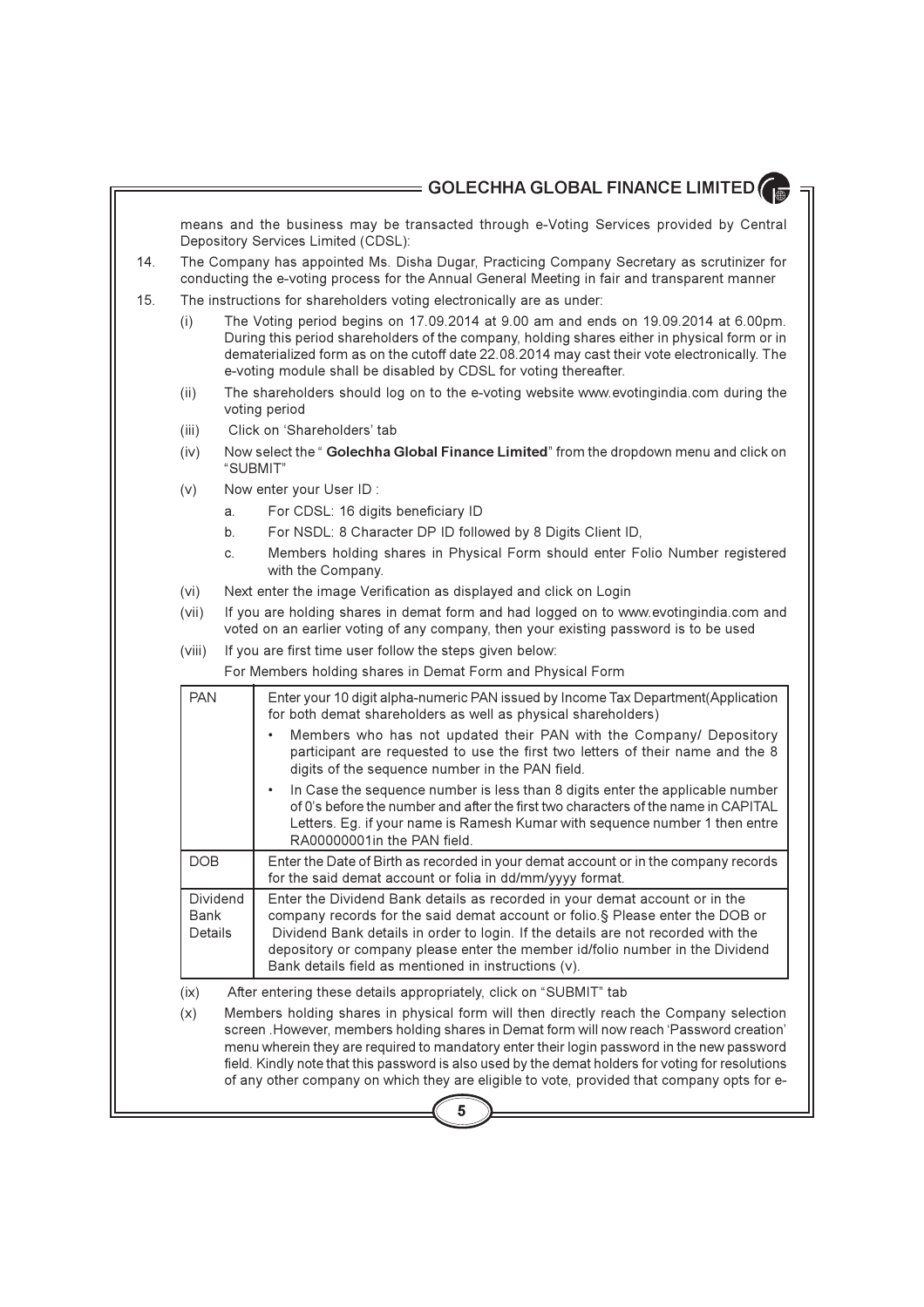means and the business may be transacted through e-Voting Services provided by Central Depository Services Limited (CDSL):

14. The Company has appointed Ms. Disha Dugar, Practicing Company Secretary as scrutinizer for conducting the e-voting process for the Annual General Meeting in fair and transparent manner

15. The instructions for shareholders voting electronically are as under:

    (i) The Voting period begins on 17.09.2014 at 9.00 am and ends on 19.09.2014 at 6.00pm. During this period shareholders of the company, holding shares either in physical form or in dematerialized form as on the cutoff date 22.08.2014 may cast their vote electronically. The e-voting module shall be disabled by CDSL for voting thereafter.

    (ii) The shareholders should log on to the e-voting website www.evotingindia.com during the voting period

    (iii) Click on 'Shareholders' tab

    (iv) Now select the " **Golechha Global Finance Limited**" from the dropdown menu and click on "SUBMIT"

    (v) Now enter your User ID :

        a. For CDSL: 16 digits beneficiary ID

        b. For NSDL: 8 Character DP ID followed by 8 Digits Client ID,

        c. Members holding shares in Physical Form should enter Folio Number registered with the Company.

    (vi) Next enter the image Verification as displayed and click on Login

    (vii) If you are holding shares in demat form and had logged on to www.evotingindia.com and voted on an earlier voting of any company, then your existing password is to be used

    (viii) If you are first time user follow the steps given below:

    For Members holding shares in Demat Form and Physical Form

| | |
|---|---|
| PAN | Enter your 10 digit alpha-numeric PAN issued by Income Tax Department(Application for both demat shareholders as well as physical shareholders)<br>• Members who has not updated their PAN with the Company/ Depository participant are requested to use the first two letters of their name and the 8 digits of the sequence number in the PAN field.<br>• In Case the sequence number is less than 8 digits enter the applicable number of 0's before the number and after the first two characters of the name in CAPITAL Letters. Eg. if your name is Ramesh Kumar with sequence number 1 then entre RA00000001in the PAN field. |
| DOB | Enter the Date of Birth as recorded in your demat account or in the company records for the said demat account or folia in dd/mm/yyyy format. |
| Dividend Bank Details | Enter the Dividend Bank details as recorded in your demat account or in the company records for the said demat account or folio.§ Please enter the DOB or Dividend Bank details in order to login. If the details are not recorded with the depository or company please enter the member id/folio number in the Dividend Bank details field as mentioned in instructions (v). |

    (ix) After entering these details appropriately, click on "SUBMIT" tab

    (x) Members holding shares in physical form will then directly reach the Company selection screen .However, members holding shares in Demat form will now reach 'Password creation' menu wherein they are required to mandatory enter their login password in the new password field. Kindly note that this password is also used by the demat holders for voting for resolutions of any other company on which they are eligible to vote, provided that company opts for e-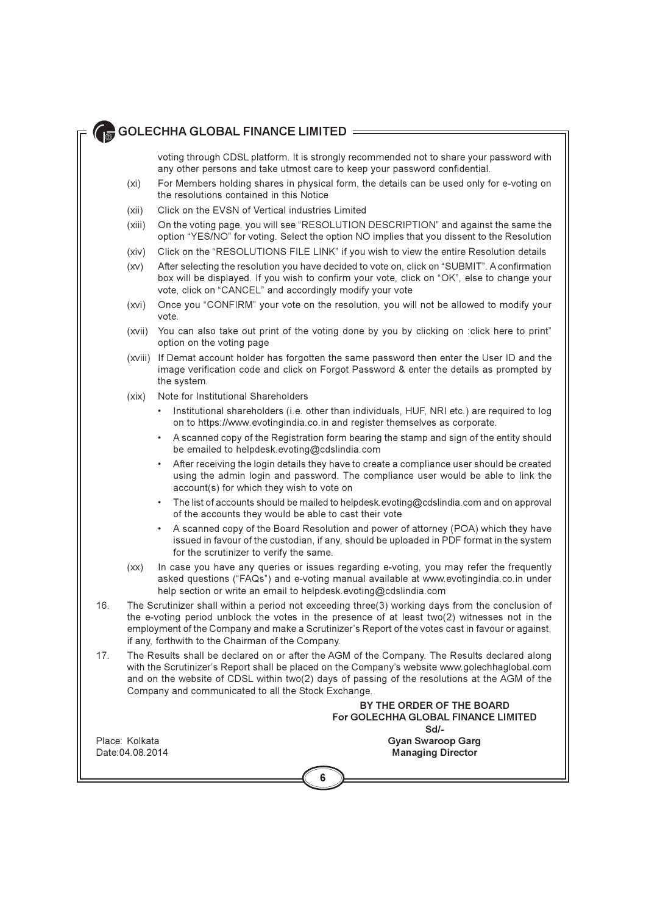voting through CDSL platform. It is strongly recommended not to share your password with any other persons and take utmost care to keep your password confidential.

(xi) For Members holding shares in physical form, the details can be used only for e-voting on the resolutions contained in this Notice

(xii) Click on the EVSN of Vertical industries Limited

(xiii) On the voting page, you will see "RESOLUTION DESCRIPTION" and against the same the option "YES/NO" for voting. Select the option NO implies that you dissent to the Resolution

(xiv) Click on the "RESOLUTIONS FILE LINK" if you wish to view the entire Resolution details

(xv) After selecting the resolution you have decided to vote on, click on "SUBMIT". A confirmation box will be displayed. If you wish to confirm your vote, click on "OK", else to change your vote, click on "CANCEL" and accordingly modify your vote

(xvi) Once you "CONFIRM" your vote on the resolution, you will not be allowed to modify your vote.

(xvii) You can also take out print of the voting done by you by clicking on :click here to print" option on the voting page

(xviii) If Demat account holder has forgotten the same password then enter the User ID and the image verification code and click on Forgot Password & enter the details as prompted by the system.

(xix) Note for Institutional Shareholders

- Institutional shareholders (i.e. other than individuals, HUF, NRI etc.) are required to log on to https://www.evotingindia.co.in and register themselves as corporate.
- A scanned copy of the Registration form bearing the stamp and sign of the entity should be emailed to helpdesk.evoting@cdslindia.com
- After receiving the login details they have to create a compliance user should be created using the admin login and password. The compliance user would be able to link the account(s) for which they wish to vote on
- The list of accounts should be mailed to helpdesk.evoting@cdslindia.com and on approval of the accounts they would be able to cast their vote
- A scanned copy of the Board Resolution and power of attorney (POA) which they have issued in favour of the custodian, if any, should be uploaded in PDF format in the system for the scrutinizer to verify the same.

(xx) In case you have any queries or issues regarding e-voting, you may refer the frequently asked questions ("FAQs") and e-voting manual available at www.evotingindia.co.in under help section or write an email to helpdesk.evoting@cdslindia.com

16. The Scrutinizer shall within a period not exceeding three(3) working days from the conclusion of the e-voting period unblock the votes in the presence of at least two(2) witnesses not in the employment of the Company and make a Scrutinizer's Report of the votes cast in favour or against, if any, forthwith to the Chairman of the Company.

17. The Results shall be declared on or after the AGM of the Company. The Results declared along with the Scrutinizer's Report shall be placed on the Company's website www.golechhaglobal.com and on the website of CDSL within two(2) days of passing of the resolutions at the AGM of the Company and communicated to all the Stock Exchange.

**BY THE ORDER OF THE BOARD**
**For GOLECHHA GLOBAL FINANCE LIMITED**
**Sd/-**
**Gyan Swaroop Garg**
**Managing Director**

Place: Kolkata
Date:04.08.2014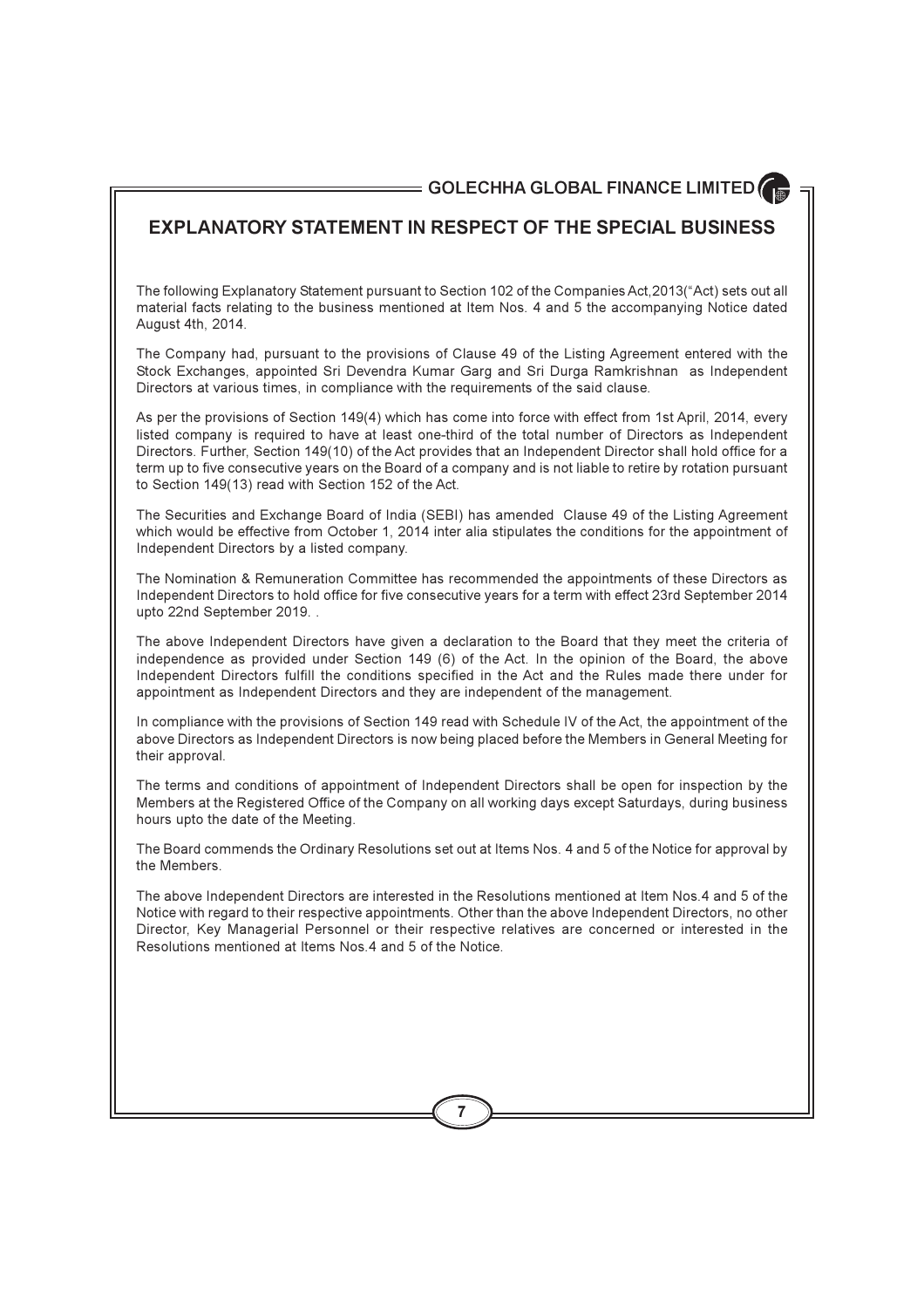## EXPLANATORY STATEMENT IN RESPECT OF THE SPECIAL BUSINESS

The following Explanatory Statement pursuant to Section 102 of the Companies Act,2013("Act) sets out all material facts relating to the business mentioned at Item Nos. 4 and 5 the accompanying Notice dated August 4th, 2014.

The Company had, pursuant to the provisions of Clause 49 of the Listing Agreement entered with the Stock Exchanges, appointed Sri Devendra Kumar Garg and Sri Durga Ramkrishnan as Independent Directors at various times, in compliance with the requirements of the said clause.

As per the provisions of Section 149(4) which has come into force with effect from 1st April, 2014, every listed company is required to have at least one-third of the total number of Directors as Independent Directors. Further, Section 149(10) of the Act provides that an Independent Director shall hold office for a term up to five consecutive years on the Board of a company and is not liable to retire by rotation pursuant to Section 149(13) read with Section 152 of the Act.

The Securities and Exchange Board of India (SEBI) has amended Clause 49 of the Listing Agreement which would be effective from October 1, 2014 inter alia stipulates the conditions for the appointment of Independent Directors by a listed company.

The Nomination & Remuneration Committee has recommended the appointments of these Directors as Independent Directors to hold office for five consecutive years for a term with effect 23rd September 2014 upto 22nd September 2019. .

The above Independent Directors have given a declaration to the Board that they meet the criteria of independence as provided under Section 149 (6) of the Act. In the opinion of the Board, the above Independent Directors fulfill the conditions specified in the Act and the Rules made there under for appointment as Independent Directors and they are independent of the management.

In compliance with the provisions of Section 149 read with Schedule IV of the Act, the appointment of the above Directors as Independent Directors is now being placed before the Members in General Meeting for their approval.

The terms and conditions of appointment of Independent Directors shall be open for inspection by the Members at the Registered Office of the Company on all working days except Saturdays, during business hours upto the date of the Meeting.

The Board commends the Ordinary Resolutions set out at Items Nos. 4 and 5 of the Notice for approval by the Members.

The above Independent Directors are interested in the Resolutions mentioned at Item Nos.4 and 5 of the Notice with regard to their respective appointments. Other than the above Independent Directors, no other Director, Key Managerial Personnel or their respective relatives are concerned or interested in the Resolutions mentioned at Items Nos.4 and 5 of the Notice.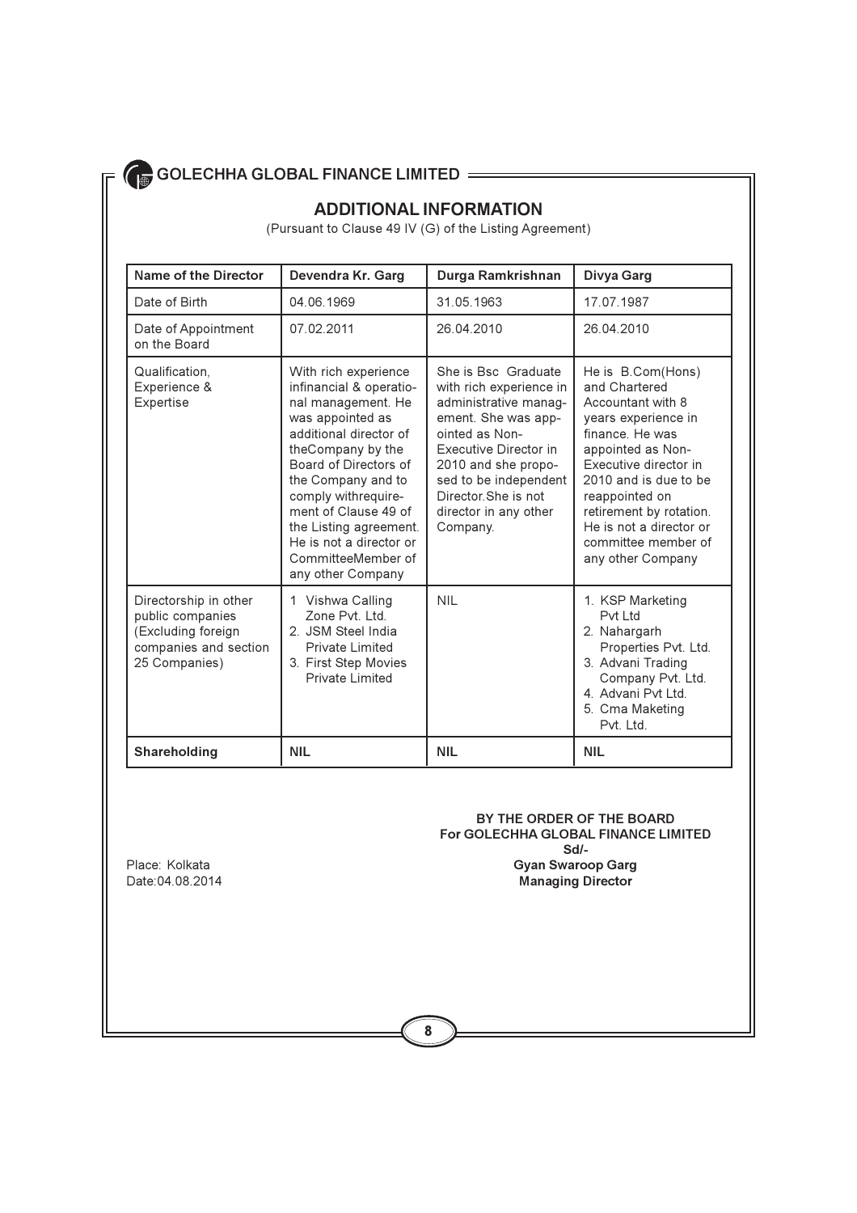## ADDITIONAL INFORMATION

(Pursuant to Clause 49 IV (G) of the Listing Agreement)

| Name of the Director | Devendra Kr. Garg | Durga Ramkrishnan | Divya Garg |
|---|---|---|---|
| Date of Birth | 04.06.1969 | 31.05.1963 | 17.07.1987 |
| Date of Appointment on the Board | 07.02.2011 | 26.04.2010 | 26.04.2010 |
| Qualification, Experience & Expertise | With rich experience infinancial & operational management. He was appointed as additional director of theCompany by the Board of Directors of the Company and to comply withrequirement of Clause 49 of the Listing agreement. He is not a director or CommitteeMember of any other Company | She is Bsc Graduate with rich experience in administrative management. She was appointed as Non-Executive Director in 2010 and she proposed to be independent Director.She is not director in any other Company. | He is B.Com(Hons) and Chartered Accountant with 8 years experience in finance. He was appointed as Non-Executive director in 2010 and is due to be reappointed on retirement by rotation. He is not a director or committee member of any other Company |
| Directorship in other public companies (Excluding foreign companies and section 25 Companies) | 1 Vishwa Calling Zone Pvt. Ltd.<br>2. JSM Steel India Private Limited<br>3. First Step Movies Private Limited | NIL | 1. KSP Marketing Pvt Ltd<br>2. Nahargarh Properties Pvt. Ltd.<br>3. Advani Trading Company Pvt. Ltd.<br>4. Advani Pvt Ltd.<br>5. Cma Maketing Pvt. Ltd. |
| **Shareholding** | **NIL** | **NIL** | **NIL** |

**BY THE ORDER OF THE BOARD**
**For GOLECHHA GLOBAL FINANCE LIMITED**
**Sd/-**
**Gyan Swaroop Garg**
**Managing Director**

Place: Kolkata
Date:04.08.2014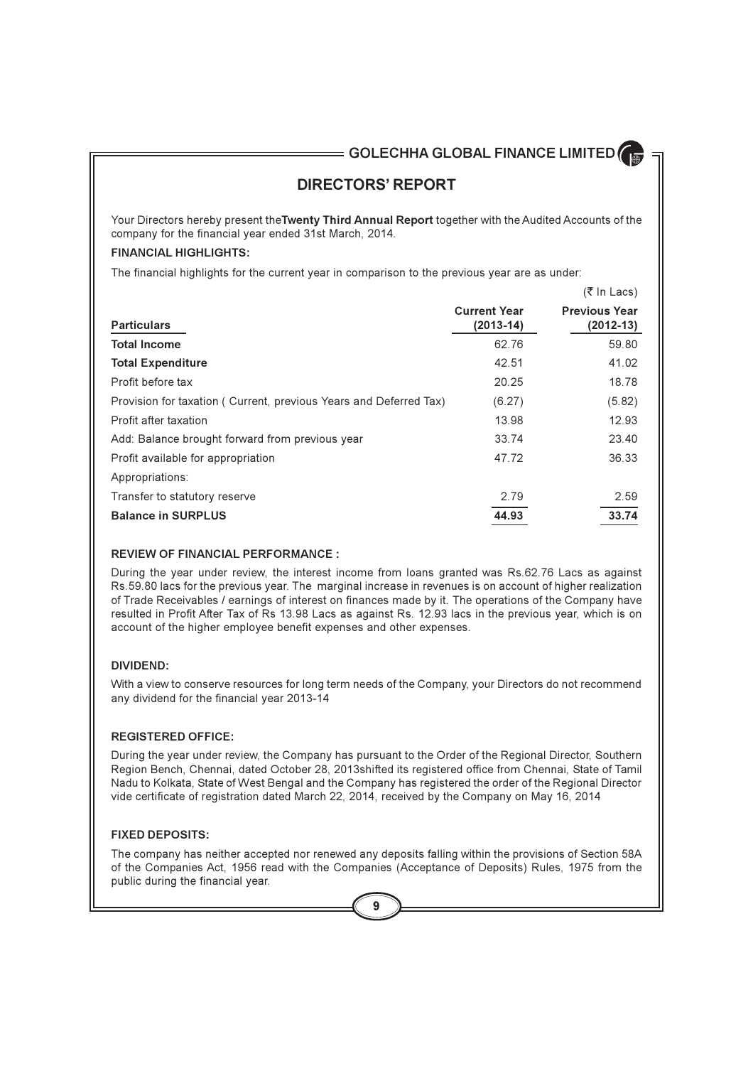## DIRECTORS' REPORT

Your Directors hereby present the**Twenty Third Annual Report** together with the Audited Accounts of the company for the financial year ended 31st March, 2014.

### FINANCIAL HIGHLIGHTS:

The financial highlights for the current year in comparison to the previous year are as under:

(₹ In Lacs)

| Particulars | Current Year (2013-14) | Previous Year (2012-13) |
|---|---|---|
| **Total Income** | 62.76 | 59.80 |
| **Total Expenditure** | 42.51 | 41.02 |
| Profit before tax | 20.25 | 18.78 |
| Provision for taxation ( Current, previous Years and Deferred Tax) | (6.27) | (5.82) |
| Profit after taxation | 13.98 | 12.93 |
| Add: Balance brought forward from previous year | 33.74 | 23.40 |
| Profit available for appropriation | 47.72 | 36.33 |
| Appropriations: | | |
| Transfer to statutory reserve | 2.79 | 2.59 |
| **Balance in SURPLUS** | **44.93** | **33.74** |

### REVIEW OF FINANCIAL PERFORMANCE :

During the year under review, the interest income from loans granted was Rs.62.76 Lacs as against Rs.59.80 lacs for the previous year. The marginal increase in revenues is on account of higher realization of Trade Receivables / earnings of interest on finances made by it. The operations of the Company have resulted in Profit After Tax of Rs 13.98 Lacs as against Rs. 12.93 lacs in the previous year, which is on account of the higher employee benefit expenses and other expenses.

### DIVIDEND:

With a view to conserve resources for long term needs of the Company, your Directors do not recommend any dividend for the financial year 2013-14

### REGISTERED OFFICE:

During the year under review, the Company has pursuant to the Order of the Regional Director, Southern Region Bench, Chennai, dated October 28, 2013shifted its registered office from Chennai, State of Tamil Nadu to Kolkata, State of West Bengal and the Company has registered the order of the Regional Director vide certificate of registration dated March 22, 2014, received by the Company on May 16, 2014

### FIXED DEPOSITS:

The company has neither accepted nor renewed any deposits falling within the provisions of Section 58A of the Companies Act, 1956 read with the Companies (Acceptance of Deposits) Rules, 1975 from the public during the financial year.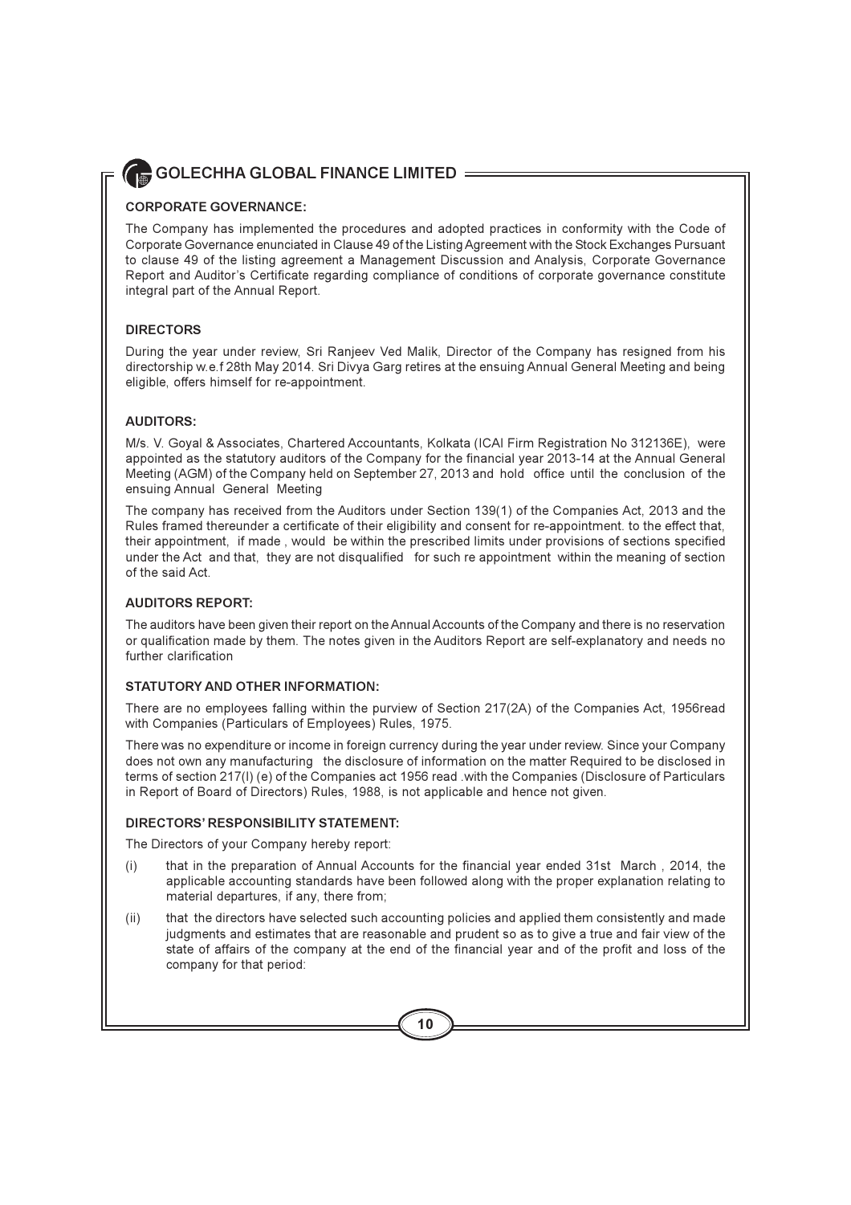## CORPORATE GOVERNANCE:

The Company has implemented the procedures and adopted practices in conformity with the Code of Corporate Governance enunciated in Clause 49 of the Listing Agreement with the Stock Exchanges Pursuant to clause 49 of the listing agreement a Management Discussion and Analysis, Corporate Governance Report and Auditor's Certificate regarding compliance of conditions of corporate governance constitute integral part of the Annual Report.

## DIRECTORS

During the year under review, Sri Ranjeev Ved Malik, Director of the Company has resigned from his directorship w.e.f 28th May 2014. Sri Divya Garg retires at the ensuing Annual General Meeting and being eligible, offers himself for re-appointment.

## AUDITORS:

M/s. V. Goyal & Associates, Chartered Accountants, Kolkata (ICAI Firm Registration No 312136E), were appointed as the statutory auditors of the Company for the financial year 2013-14 at the Annual General Meeting (AGM) of the Company held on September 27, 2013 and hold office until the conclusion of the ensuing Annual General Meeting

The company has received from the Auditors under Section 139(1) of the Companies Act, 2013 and the Rules framed thereunder a certificate of their eligibility and consent for re-appointment. to the effect that, their appointment, if made , would be within the prescribed limits under provisions of sections specified under the Act and that, they are not disqualified for such re appointment within the meaning of section of the said Act.

## AUDITORS REPORT:

The auditors have been given their report on the Annual Accounts of the Company and there is no reservation or qualification made by them. The notes given in the Auditors Report are self-explanatory and needs no further clarification

## STATUTORY AND OTHER INFORMATION:

There are no employees falling within the purview of Section 217(2A) of the Companies Act, 1956read with Companies (Particulars of Employees) Rules, 1975.

There was no expenditure or income in foreign currency during the year under review. Since your Company does not own any manufacturing the disclosure of information on the matter Required to be disclosed in terms of section 217(l) (e) of the Companies act 1956 read .with the Companies (Disclosure of Particulars in Report of Board of Directors) Rules, 1988, is not applicable and hence not given.

## DIRECTORS' RESPONSIBILITY STATEMENT:

The Directors of your Company hereby report:

(i) that in the preparation of Annual Accounts for the financial year ended 31st March , 2014, the applicable accounting standards have been followed along with the proper explanation relating to material departures, if any, there from;

(ii) that the directors have selected such accounting policies and applied them consistently and made judgments and estimates that are reasonable and prudent so as to give a true and fair view of the state of affairs of the company at the end of the financial year and of the profit and loss of the company for that period: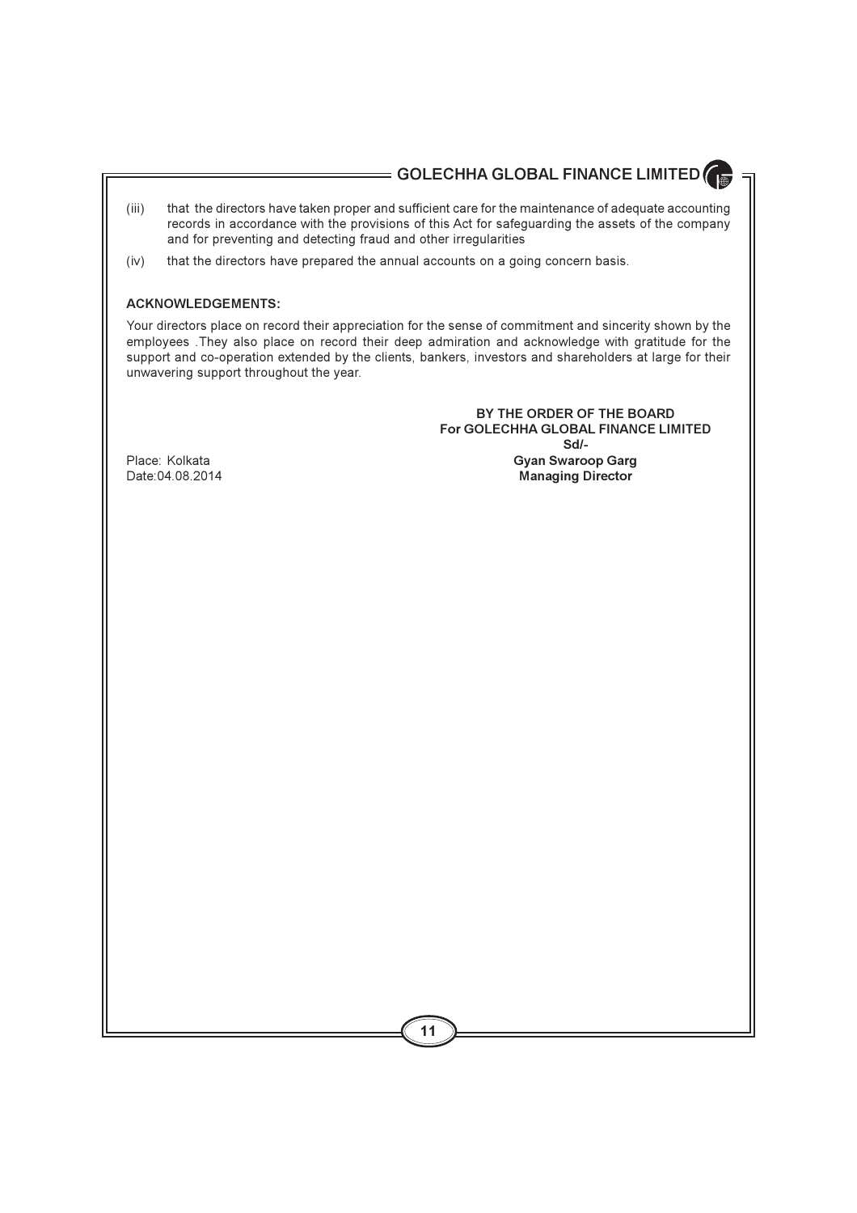(iii) that the directors have taken proper and sufficient care for the maintenance of adequate accounting records in accordance with the provisions of this Act for safeguarding the assets of the company and for preventing and detecting fraud and other irregularities

(iv) that the directors have prepared the annual accounts on a going concern basis.

**ACKNOWLEDGEMENTS:**

Your directors place on record their appreciation for the sense of commitment and sincerity shown by the employees .They also place on record their deep admiration and acknowledge with gratitude for the support and co-operation extended by the clients, bankers, investors and shareholders at large for their unwavering support throughout the year.

**BY THE ORDER OF THE BOARD**
**For GOLECHHA GLOBAL FINANCE LIMITED**
**Sd/-**
**Gyan Swaroop Garg**
**Managing Director**

Place: Kolkata
Date:04.08.2014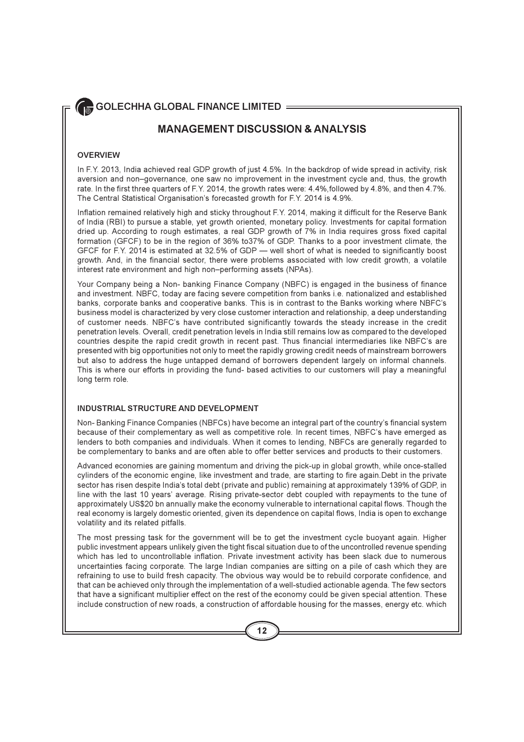# MANAGEMENT DISCUSSION & ANALYSIS

## OVERVIEW

In F.Y. 2013, India achieved real GDP growth of just 4.5%. In the backdrop of wide spread in activity, risk aversion and non–governance, one saw no improvement in the investment cycle and, thus, the growth rate. In the first three quarters of F.Y. 2014, the growth rates were: 4.4%,followed by 4.8%, and then 4.7%. The Central Statistical Organisation's forecasted growth for F.Y. 2014 is 4.9%.

Inflation remained relatively high and sticky throughout F.Y. 2014, making it difficult for the Reserve Bank of India (RBI) to pursue a stable, yet growth oriented, monetary policy. Investments for capital formation dried up. According to rough estimates, a real GDP growth of 7% in India requires gross fixed capital formation (GFCF) to be in the region of 36% to37% of GDP. Thanks to a poor investment climate, the GFCF for F.Y. 2014 is estimated at 32.5% of GDP — well short of what is needed to significantly boost growth. And, in the financial sector, there were problems associated with low credit growth, a volatile interest rate environment and high non–performing assets (NPAs).

Your Company being a Non- banking Finance Company (NBFC) is engaged in the business of finance and investment. NBFC, today are facing severe competition from banks i.e. nationalized and established banks, corporate banks and cooperative banks. This is in contrast to the Banks working where NBFC's business model is characterized by very close customer interaction and relationship, a deep understanding of customer needs. NBFC's have contributed significantly towards the steady increase in the credit penetration levels. Overall, credit penetration levels in India still remains low as compared to the developed countries despite the rapid credit growth in recent past. Thus financial intermediaries like NBFC's are presented with big opportunities not only to meet the rapidly growing credit needs of mainstream borrowers but also to address the huge untapped demand of borrowers dependent largely on informal channels. This is where our efforts in providing the fund- based activities to our customers will play a meaningful long term role.

## INDUSTRIAL STRUCTURE AND DEVELOPMENT

Non- Banking Finance Companies (NBFCs) have become an integral part of the country's financial system because of their complementary as well as competitive role. In recent times, NBFC's have emerged as lenders to both companies and individuals. When it comes to lending, NBFCs are generally regarded to be complementary to banks and are often able to offer better services and products to their customers.

Advanced economies are gaining momentum and driving the pick-up in global growth, while once-stalled cylinders of the economic engine, like investment and trade, are starting to fire again.Debt in the private sector has risen despite India's total debt (private and public) remaining at approximately 139% of GDP, in line with the last 10 years' average. Rising private-sector debt coupled with repayments to the tune of approximately US$20 bn annually make the economy vulnerable to international capital flows. Though the real economy is largely domestic oriented, given its dependence on capital flows, India is open to exchange volatility and its related pitfalls.

The most pressing task for the government will be to get the investment cycle buoyant again. Higher public investment appears unlikely given the tight fiscal situation due to of the uncontrolled revenue spending which has led to uncontrollable inflation. Private investment activity has been slack due to numerous uncertainties facing corporate. The large Indian companies are sitting on a pile of cash which they are refraining to use to build fresh capacity. The obvious way would be to rebuild corporate confidence, and that can be achieved only through the implementation of a well-studied actionable agenda. The few sectors that have a significant multiplier effect on the rest of the economy could be given special attention. These include construction of new roads, a construction of affordable housing for the masses, energy etc. which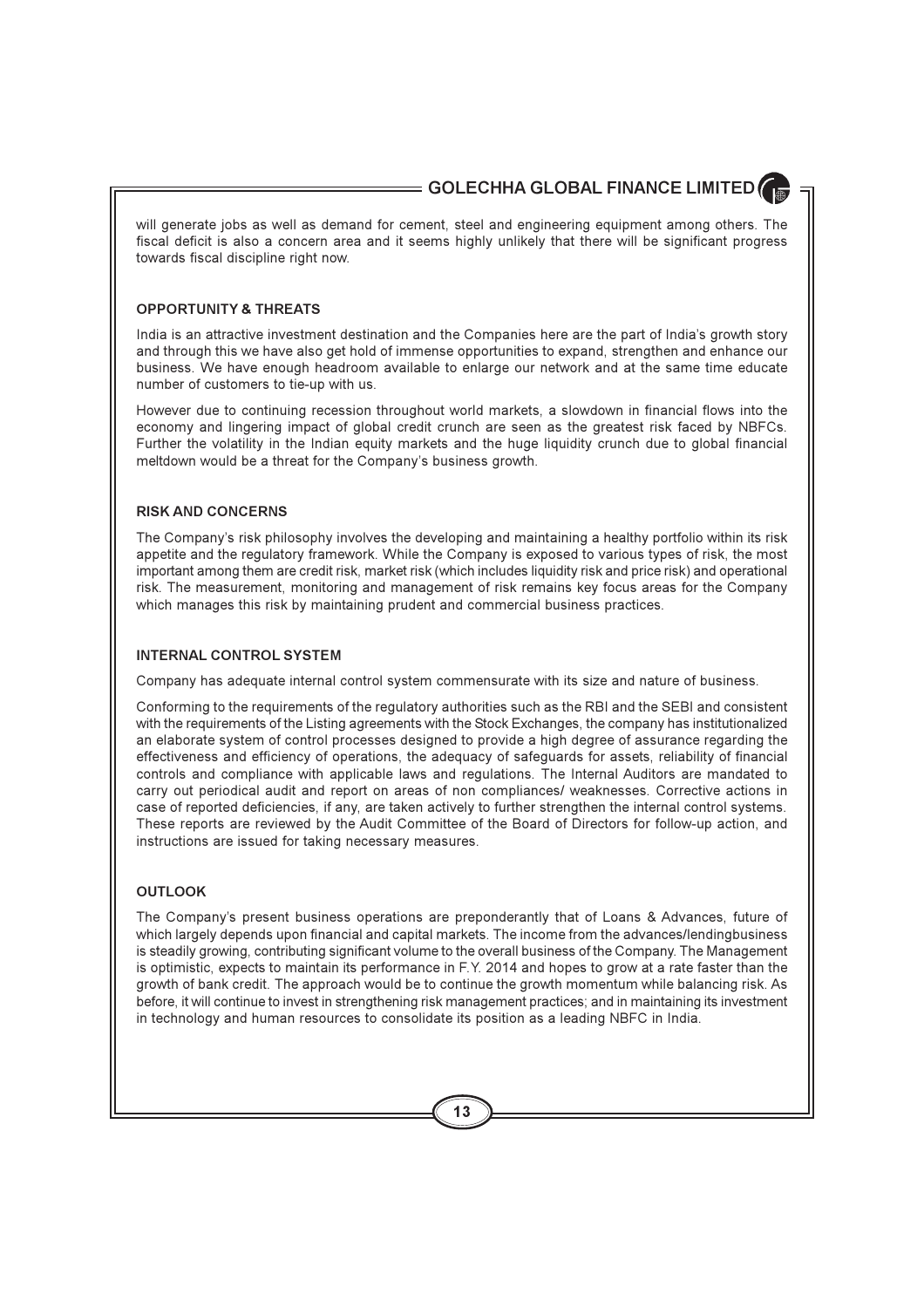will generate jobs as well as demand for cement, steel and engineering equipment among others. The fiscal deficit is also a concern area and it seems highly unlikely that there will be significant progress towards fiscal discipline right now.

### OPPORTUNITY & THREATS

India is an attractive investment destination and the Companies here are the part of India's growth story and through this we have also get hold of immense opportunities to expand, strengthen and enhance our business. We have enough headroom available to enlarge our network and at the same time educate number of customers to tie-up with us.

However due to continuing recession throughout world markets, a slowdown in financial flows into the economy and lingering impact of global credit crunch are seen as the greatest risk faced by NBFCs. Further the volatility in the Indian equity markets and the huge liquidity crunch due to global financial meltdown would be a threat for the Company's business growth.

### RISK AND CONCERNS

The Company's risk philosophy involves the developing and maintaining a healthy portfolio within its risk appetite and the regulatory framework. While the Company is exposed to various types of risk, the most important among them are credit risk, market risk (which includes liquidity risk and price risk) and operational risk. The measurement, monitoring and management of risk remains key focus areas for the Company which manages this risk by maintaining prudent and commercial business practices.

### INTERNAL CONTROL SYSTEM

Company has adequate internal control system commensurate with its size and nature of business.

Conforming to the requirements of the regulatory authorities such as the RBI and the SEBI and consistent with the requirements of the Listing agreements with the Stock Exchanges, the company has institutionalized an elaborate system of control processes designed to provide a high degree of assurance regarding the effectiveness and efficiency of operations, the adequacy of safeguards for assets, reliability of financial controls and compliance with applicable laws and regulations. The Internal Auditors are mandated to carry out periodical audit and report on areas of non compliances/ weaknesses. Corrective actions in case of reported deficiencies, if any, are taken actively to further strengthen the internal control systems. These reports are reviewed by the Audit Committee of the Board of Directors for follow-up action, and instructions are issued for taking necessary measures.

### OUTLOOK

The Company's present business operations are preponderantly that of Loans & Advances, future of which largely depends upon financial and capital markets. The income from the advances/lendingbusiness is steadily growing, contributing significant volume to the overall business of the Company. The Management is optimistic, expects to maintain its performance in F.Y. 2014 and hopes to grow at a rate faster than the growth of bank credit. The approach would be to continue the growth momentum while balancing risk. As before, it will continue to invest in strengthening risk management practices; and in maintaining its investment in technology and human resources to consolidate its position as a leading NBFC in India.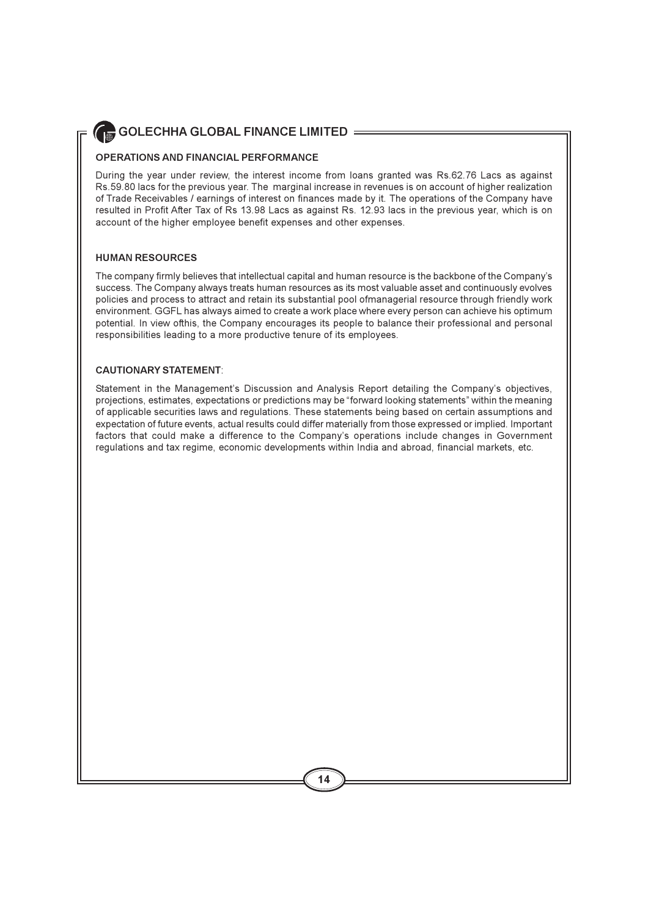## OPERATIONS AND FINANCIAL PERFORMANCE

During the year under review, the interest income from loans granted was Rs.62.76 Lacs as against Rs.59.80 lacs for the previous year. The marginal increase in revenues is on account of higher realization of Trade Receivables / earnings of interest on finances made by it. The operations of the Company have resulted in Profit After Tax of Rs 13.98 Lacs as against Rs. 12.93 lacs in the previous year, which is on account of the higher employee benefit expenses and other expenses.

## HUMAN RESOURCES

The company firmly believes that intellectual capital and human resource is the backbone of the Company's success. The Company always treats human resources as its most valuable asset and continuously evolves policies and process to attract and retain its substantial pool ofmanagerial resource through friendly work environment. GGFL has always aimed to create a work place where every person can achieve his optimum potential. In view ofthis, the Company encourages its people to balance their professional and personal responsibilities leading to a more productive tenure of its employees.

## CAUTIONARY STATEMENT:

Statement in the Management's Discussion and Analysis Report detailing the Company's objectives, projections, estimates, expectations or predictions may be "forward looking statements" within the meaning of applicable securities laws and regulations. These statements being based on certain assumptions and expectation of future events, actual results could differ materially from those expressed or implied. Important factors that could make a difference to the Company's operations include changes in Government regulations and tax regime, economic developments within India and abroad, financial markets, etc.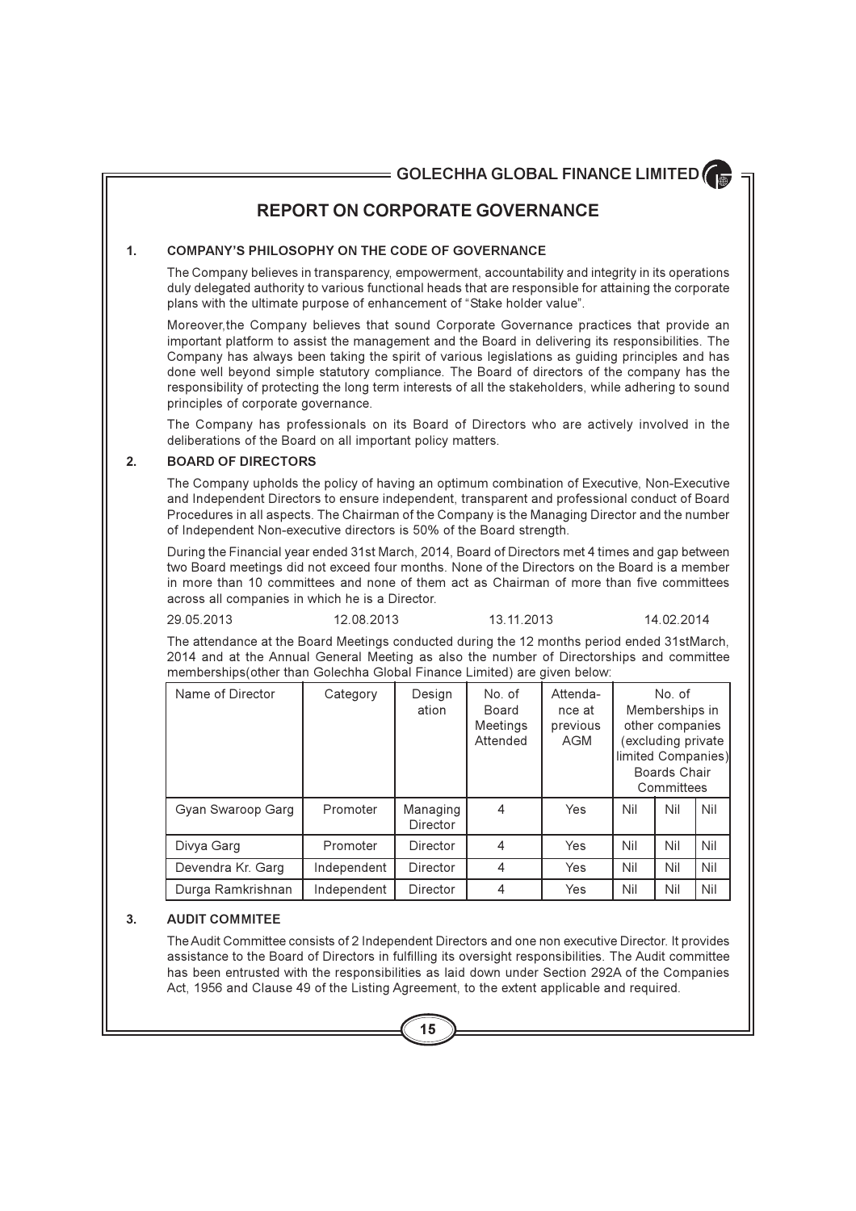# REPORT ON CORPORATE GOVERNANCE

## 1. COMPANY'S PHILOSOPHY ON THE CODE OF GOVERNANCE

The Company believes in transparency, empowerment, accountability and integrity in its operations duly delegated authority to various functional heads that are responsible for attaining the corporate plans with the ultimate purpose of enhancement of "Stake holder value".

Moreover,the Company believes that sound Corporate Governance practices that provide an important platform to assist the management and the Board in delivering its responsibilities. The Company has always been taking the spirit of various legislations as guiding principles and has done well beyond simple statutory compliance. The Board of directors of the company has the responsibility of protecting the long term interests of all the stakeholders, while adhering to sound principles of corporate governance.

The Company has professionals on its Board of Directors who are actively involved in the deliberations of the Board on all important policy matters.

## 2. BOARD OF DIRECTORS

The Company upholds the policy of having an optimum combination of Executive, Non-Executive and Independent Directors to ensure independent, transparent and professional conduct of Board Procedures in all aspects. The Chairman of the Company is the Managing Director and the number of Independent Non-executive directors is 50% of the Board strength.

During the Financial year ended 31st March, 2014, Board of Directors met 4 times and gap between two Board meetings did not exceed four months. None of the Directors on the Board is a member in more than 10 committees and none of them act as Chairman of more than five committees across all companies in which he is a Director.

29.05.2013 12.08.2013 13.11.2013 14.02.2014

The attendance at the Board Meetings conducted during the 12 months period ended 31stMarch, 2014 and at the Annual General Meeting as also the number of Directorships and committee memberships(other than Golechha Global Finance Limited) are given below:

| Name of Director | Category | Designation | No. of Board Meetings Attended | Attendance at previous AGM | No. of Memberships in other companies (excluding private limited Companies) Boards | Chair | Committees |
|---|---|---|---|---|---|---|---|
| Gyan Swaroop Garg | Promoter | Managing Director | 4 | Yes | Nil | Nil | Nil |
| Divya Garg | Promoter | Director | 4 | Yes | Nil | Nil | Nil |
| Devendra Kr. Garg | Independent | Director | 4 | Yes | Nil | Nil | Nil |
| Durga Ramkrishnan | Independent | Director | 4 | Yes | Nil | Nil | Nil |

## 3. AUDIT COMMITEE

The Audit Committee consists of 2 Independent Directors and one non executive Director. It provides assistance to the Board of Directors in fulfilling its oversight responsibilities. The Audit committee has been entrusted with the responsibilities as laid down under Section 292A of the Companies Act, 1956 and Clause 49 of the Listing Agreement, to the extent applicable and required.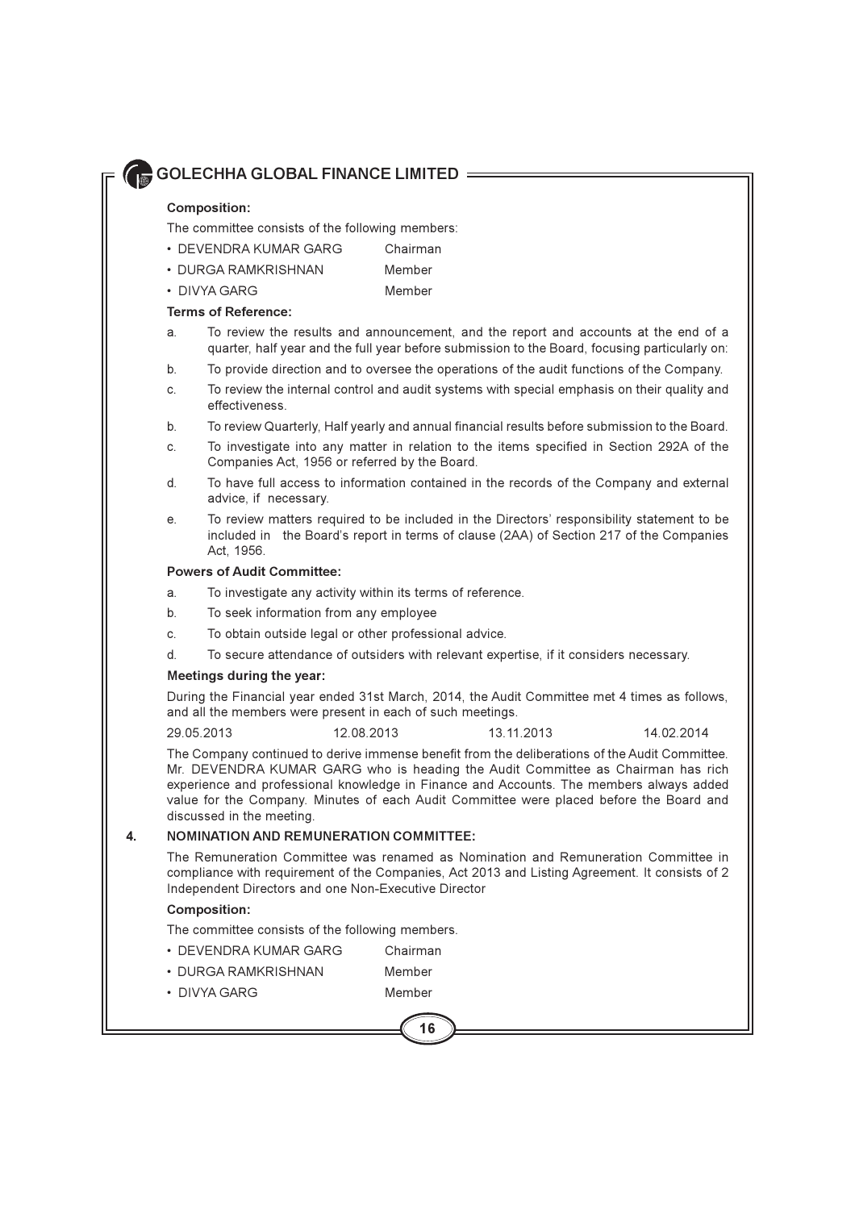**Composition:**

The committee consists of the following members:

- DEVENDRA KUMAR GARG Chairman
- DURGA RAMKRISHNAN Member
- DIVYA GARG Member

**Terms of Reference:**

a. To review the results and announcement, and the report and accounts at the end of a quarter, half year and the full year before submission to the Board, focusing particularly on:

b. To provide direction and to oversee the operations of the audit functions of the Company.

c. To review the internal control and audit systems with special emphasis on their quality and effectiveness.

b. To review Quarterly, Half yearly and annual financial results before submission to the Board.

c. To investigate into any matter in relation to the items specified in Section 292A of the Companies Act, 1956 or referred by the Board.

d. To have full access to information contained in the records of the Company and external advice, if necessary.

e. To review matters required to be included in the Directors' responsibility statement to be included in the Board's report in terms of clause (2AA) of Section 217 of the Companies Act, 1956.

**Powers of Audit Committee:**

a. To investigate any activity within its terms of reference.

b. To seek information from any employee

c. To obtain outside legal or other professional advice.

d. To secure attendance of outsiders with relevant expertise, if it considers necessary.

**Meetings during the year:**

During the Financial year ended 31st March, 2014, the Audit Committee met 4 times as follows, and all the members were present in each of such meetings.

29.05.2013 12.08.2013 13.11.2013 14.02.2014

The Company continued to derive immense benefit from the deliberations of the Audit Committee. Mr. DEVENDRA KUMAR GARG who is heading the Audit Committee as Chairman has rich experience and professional knowledge in Finance and Accounts. The members always added value for the Company. Minutes of each Audit Committee were placed before the Board and discussed in the meeting.

**4. NOMINATION AND REMUNERATION COMMITTEE:**

The Remuneration Committee was renamed as Nomination and Remuneration Committee in compliance with requirement of the Companies, Act 2013 and Listing Agreement. It consists of 2 Independent Directors and one Non-Executive Director

**Composition:**

The committee consists of the following members.

- DEVENDRA KUMAR GARG Chairman
- DURGA RAMKRISHNAN Member
- DIVYA GARG Member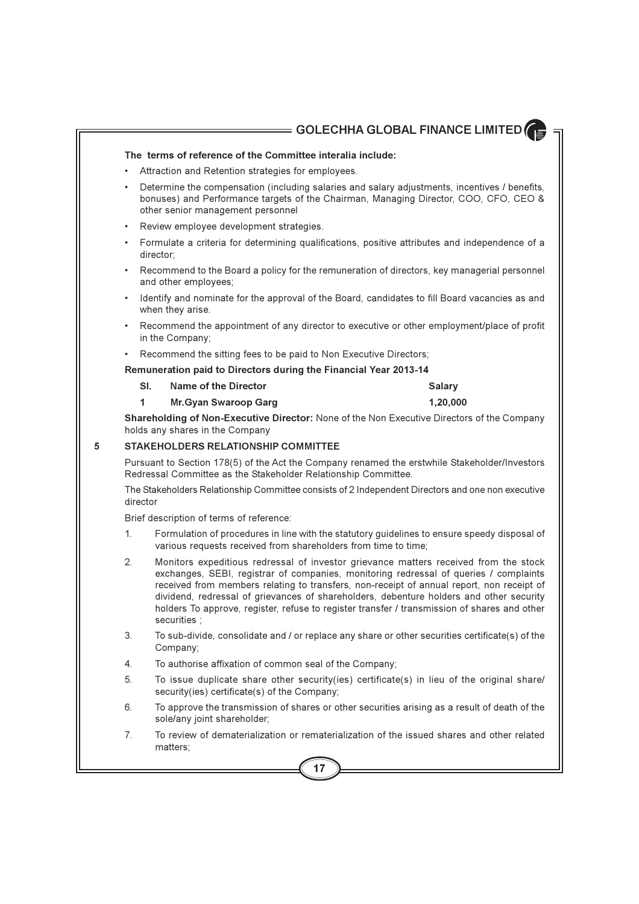**The terms of reference of the Committee interalia include:**

- Attraction and Retention strategies for employees.
- Determine the compensation (including salaries and salary adjustments, incentives / benefits, bonuses) and Performance targets of the Chairman, Managing Director, COO, CFO, CEO & other senior management personnel
- Review employee development strategies.
- Formulate a criteria for determining qualifications, positive attributes and independence of a director;
- Recommend to the Board a policy for the remuneration of directors, key managerial personnel and other employees;
- Identify and nominate for the approval of the Board, candidates to fill Board vacancies as and when they arise.
- Recommend the appointment of any director to executive or other employment/place of profit in the Company;
- Recommend the sitting fees to be paid to Non Executive Directors;

**Remuneration paid to Directors during the Financial Year 2013-14**

| Sl. | Name of the Director | Salary |
|---|---|---|
| 1 | Mr.Gyan Swaroop Garg | 1,20,000 |

**Shareholding of Non-Executive Director:** None of the Non Executive Directors of the Company holds any shares in the Company

## 5 STAKEHOLDERS RELATIONSHIP COMMITTEE

Pursuant to Section 178(5) of the Act the Company renamed the erstwhile Stakeholder/Investors Redressal Committee as the Stakeholder Relationship Committee.

The Stakeholders Relationship Committee consists of 2 Independent Directors and one non executive director

Brief description of terms of reference:

1. Formulation of procedures in line with the statutory guidelines to ensure speedy disposal of various requests received from shareholders from time to time;
2. Monitors expeditious redressal of investor grievance matters received from the stock exchanges, SEBI, registrar of companies, monitoring redressal of queries / complaints received from members relating to transfers, non-receipt of annual report, non receipt of dividend, redressal of grievances of shareholders, debenture holders and other security holders To approve, register, refuse to register transfer / transmission of shares and other securities ;
3. To sub-divide, consolidate and / or replace any share or other securities certificate(s) of the Company;
4. To authorise affixation of common seal of the Company;
5. To issue duplicate share other security(ies) certificate(s) in lieu of the original share/ security(ies) certificate(s) of the Company;
6. To approve the transmission of shares or other securities arising as a result of death of the sole/any joint shareholder;
7. To review of dematerialization or rematerialization of the issued shares and other related matters;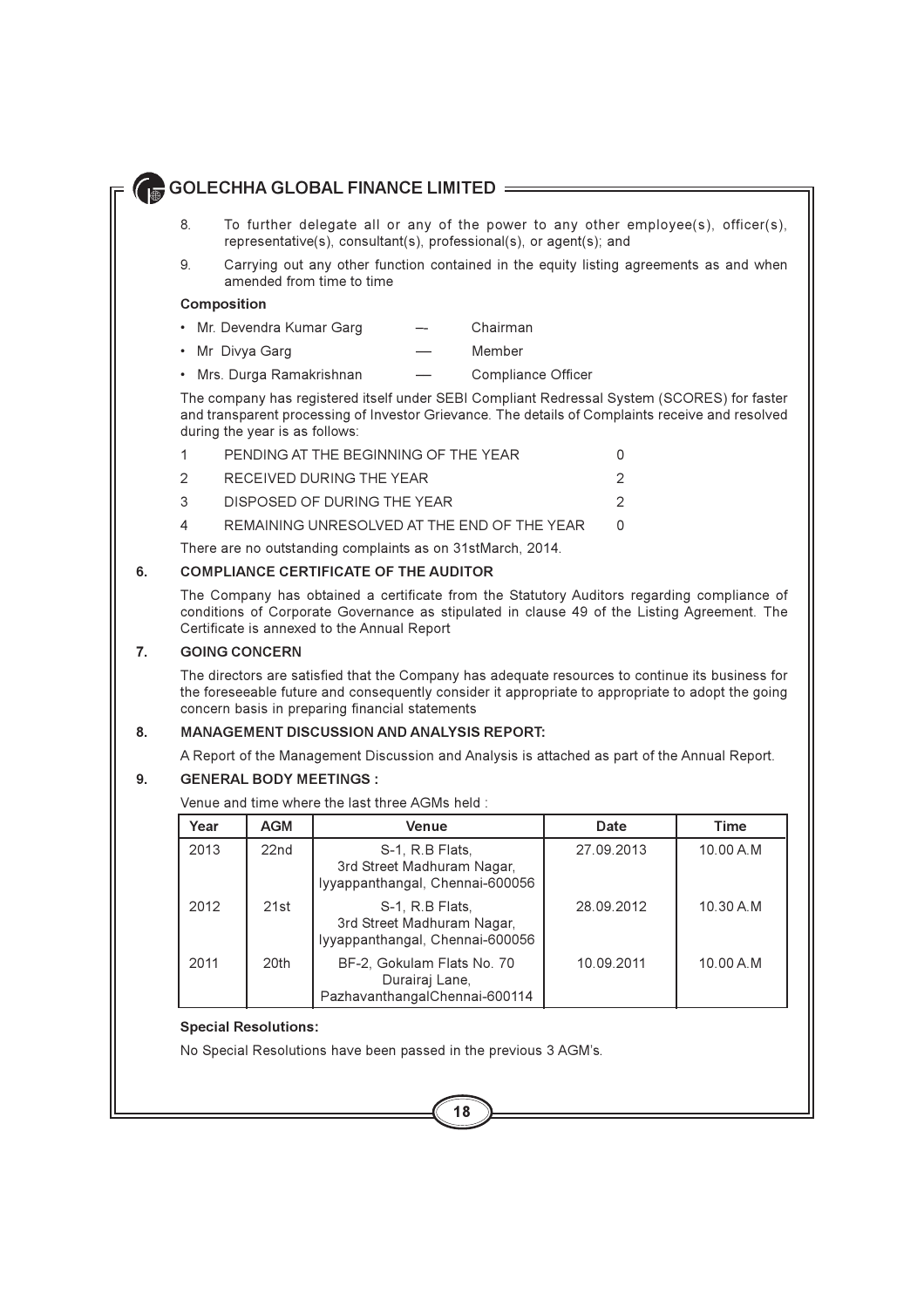8. To further delegate all or any of the power to any other employee(s), officer(s), representative(s), consultant(s), professional(s), or agent(s); and

9. Carrying out any other function contained in the equity listing agreements as and when amended from time to time

**Composition**

- Mr. Devendra Kumar Garg — Chairman
- Mr Divya Garg — Member
- Mrs. Durga Ramakrishnan — Compliance Officer

The company has registered itself under SEBI Compliant Redressal System (SCORES) for faster and transparent processing of Investor Grievance. The details of Complaints receive and resolved during the year is as follows:

| | | |
|---|---|---|
| 1 | PENDING AT THE BEGINNING OF THE YEAR | 0 |
| 2 | RECEIVED DURING THE YEAR | 2 |
| 3 | DISPOSED OF DURING THE YEAR | 2 |
| 4 | REMAINING UNRESOLVED AT THE END OF THE YEAR | 0 |

There are no outstanding complaints as on 31stMarch, 2014.

### 6. COMPLIANCE CERTIFICATE OF THE AUDITOR

The Company has obtained a certificate from the Statutory Auditors regarding compliance of conditions of Corporate Governance as stipulated in clause 49 of the Listing Agreement. The Certificate is annexed to the Annual Report

### 7. GOING CONCERN

The directors are satisfied that the Company has adequate resources to continue its business for the foreseeable future and consequently consider it appropriate to appropriate to adopt the going concern basis in preparing financial statements

### 8. MANAGEMENT DISCUSSION AND ANALYSIS REPORT:

A Report of the Management Discussion and Analysis is attached as part of the Annual Report.

### 9. GENERAL BODY MEETINGS :

Venue and time where the last three AGMs held :

| Year | AGM | Venue | Date | Time |
|---|---|---|---|---|
| 2013 | 22nd | S-1, R.B Flats, 3rd Street Madhuram Nagar, Iyyappanthangal, Chennai-600056 | 27.09.2013 | 10.00 A.M |
| 2012 | 21st | S-1, R.B Flats, 3rd Street Madhuram Nagar, Iyyappanthangal, Chennai-600056 | 28.09.2012 | 10.30 A.M |
| 2011 | 20th | BF-2, Gokulam Flats No. 70 Durairaj Lane, PazhavanthangalChennai-600114 | 10.09.2011 | 10.00 A.M |

**Special Resolutions:**

No Special Resolutions have been passed in the previous 3 AGM's.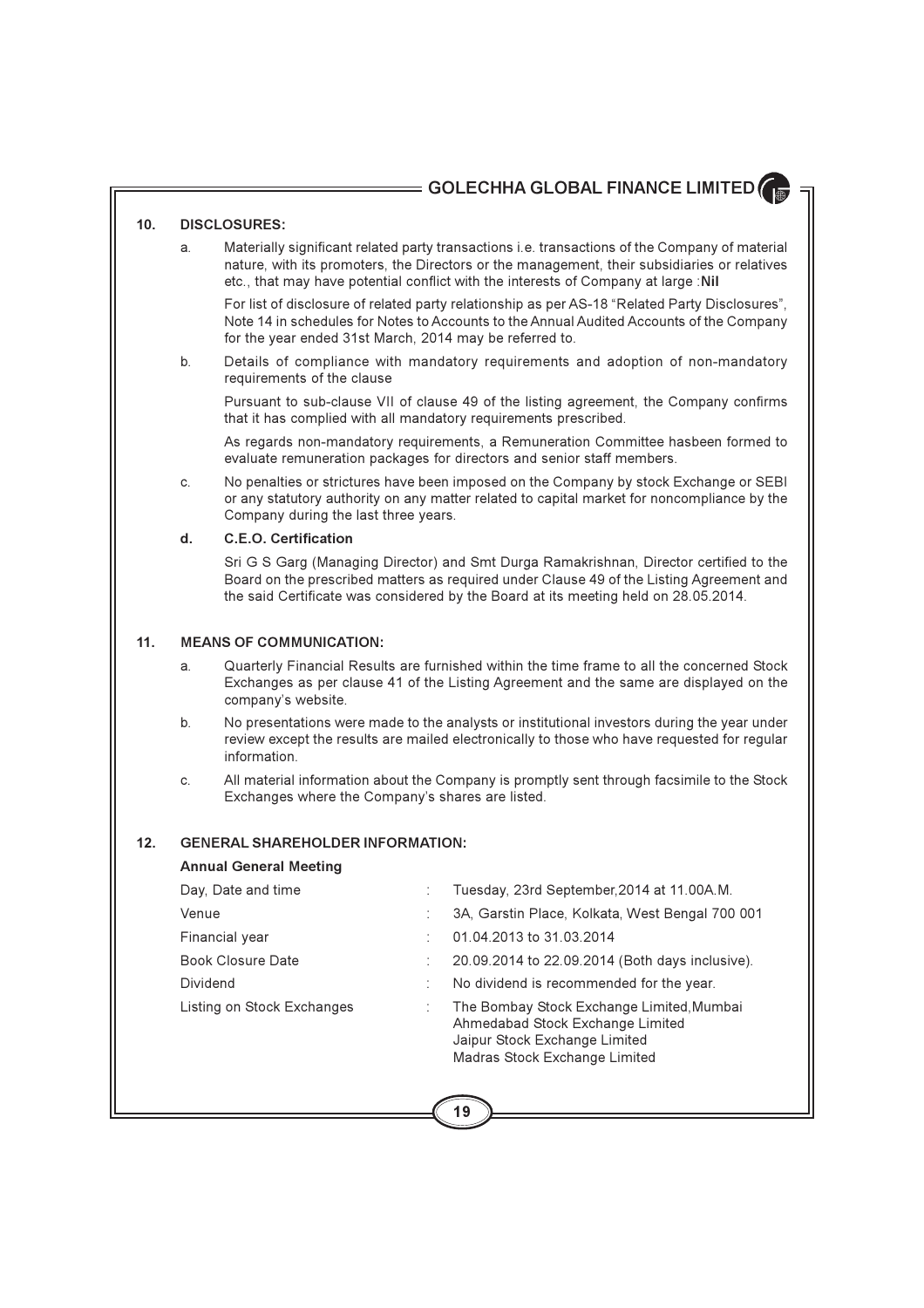## 10. DISCLOSURES:

a. Materially significant related party transactions i.e. transactions of the Company of material nature, with its promoters, the Directors or the management, their subsidiaries or relatives etc., that may have potential conflict with the interests of Company at large :**Nil**

For list of disclosure of related party relationship as per AS-18 "Related Party Disclosures", Note 14 in schedules for Notes to Accounts to the Annual Audited Accounts of the Company for the year ended 31st March, 2014 may be referred to.

b. Details of compliance with mandatory requirements and adoption of non-mandatory requirements of the clause

Pursuant to sub-clause VII of clause 49 of the listing agreement, the Company confirms that it has complied with all mandatory requirements prescribed.

As regards non-mandatory requirements, a Remuneration Committee hasbeen formed to evaluate remuneration packages for directors and senior staff members.

c. No penalties or strictures have been imposed on the Company by stock Exchange or SEBI or any statutory authority on any matter related to capital market for noncompliance by the Company during the last three years.

d. **C.E.O. Certification**

Sri G S Garg (Managing Director) and Smt Durga Ramakrishnan, Director certified to the Board on the prescribed matters as required under Clause 49 of the Listing Agreement and the said Certificate was considered by the Board at its meeting held on 28.05.2014.

## 11. MEANS OF COMMUNICATION:

a. Quarterly Financial Results are furnished within the time frame to all the concerned Stock Exchanges as per clause 41 of the Listing Agreement and the same are displayed on the company's website.

b. No presentations were made to the analysts or institutional investors during the year under review except the results are mailed electronically to those who have requested for regular information.

c. All material information about the Company is promptly sent through facsimile to the Stock Exchanges where the Company's shares are listed.

## 12. GENERAL SHAREHOLDER INFORMATION:

**Annual General Meeting**

| | | |
|---|---|---|
| Day, Date and time | : | Tuesday, 23rd September,2014 at 11.00A.M. |
| Venue | : | 3A, Garstin Place, Kolkata, West Bengal 700 001 |
| Financial year | : | 01.04.2013 to 31.03.2014 |
| Book Closure Date | : | 20.09.2014 to 22.09.2014 (Both days inclusive). |
| Dividend | : | No dividend is recommended for the year. |
| Listing on Stock Exchanges | : | The Bombay Stock Exchange Limited,Mumbai<br>Ahmedabad Stock Exchange Limited<br>Jaipur Stock Exchange Limited<br>Madras Stock Exchange Limited |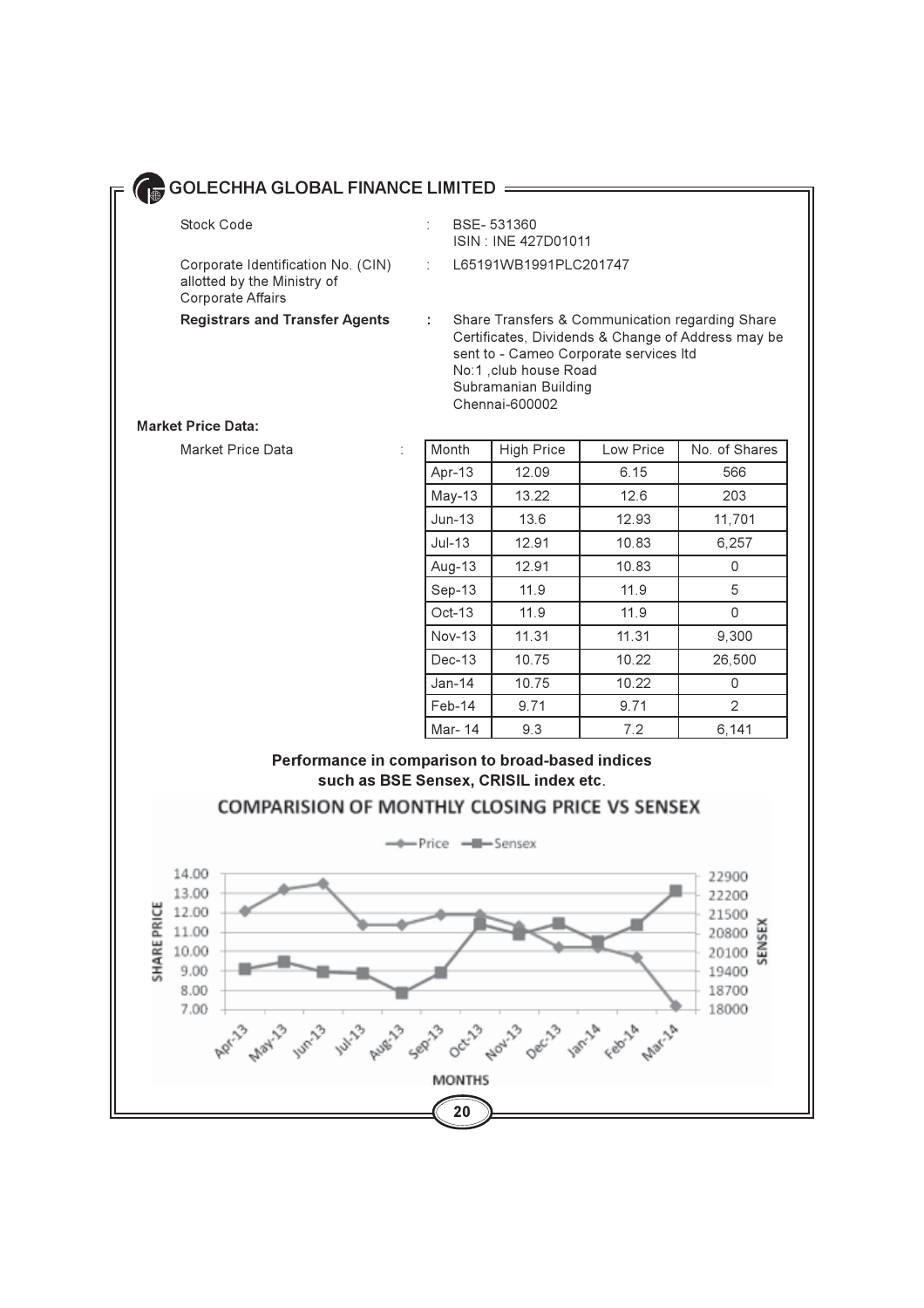| | | |
|---|---|---|
| Stock Code | : | BSE- 531360<br>ISIN : INE 427D01011 |
| Corporate Identification No. (CIN) allotted by the Ministry of Corporate Affairs | : | L65191WB1991PLC201747 |
| **Registrars and Transfer Agents** | **:** | Share Transfers & Communication regarding Share Certificates, Dividends & Change of Address may be sent to - Cameo Corporate services ltd<br>No:1 ,club house Road<br>Subramanian Building<br>Chennai-600002 |

**Market Price Data:**

Market Price Data :

| Month | High Price | Low Price | No. of Shares |
|---|---|---|---|
| Apr-13 | 12.09 | 6.15 | 566 |
| May-13 | 13.22 | 12.6 | 203 |
| Jun-13 | 13.6 | 12.93 | 11,701 |
| Jul-13 | 12.91 | 10.83 | 6,257 |
| Aug-13 | 12.91 | 10.83 | 0 |
| Sep-13 | 11.9 | 11.9 | 5 |
| Oct-13 | 11.9 | 11.9 | 0 |
| Nov-13 | 11.31 | 11.31 | 9,300 |
| Dec-13 | 10.75 | 10.22 | 26,500 |
| Jan-14 | 10.75 | 10.22 | 0 |
| Feb-14 | 9.71 | 9.71 | 2 |
| Mar- 14 | 9.3 | 7.2 | 6,141 |

**Performance in comparison to broad-based indices such as BSE Sensex, CRISIL index etc.**

COMPARISION OF MONTHLY CLOSING PRICE VS SENSEX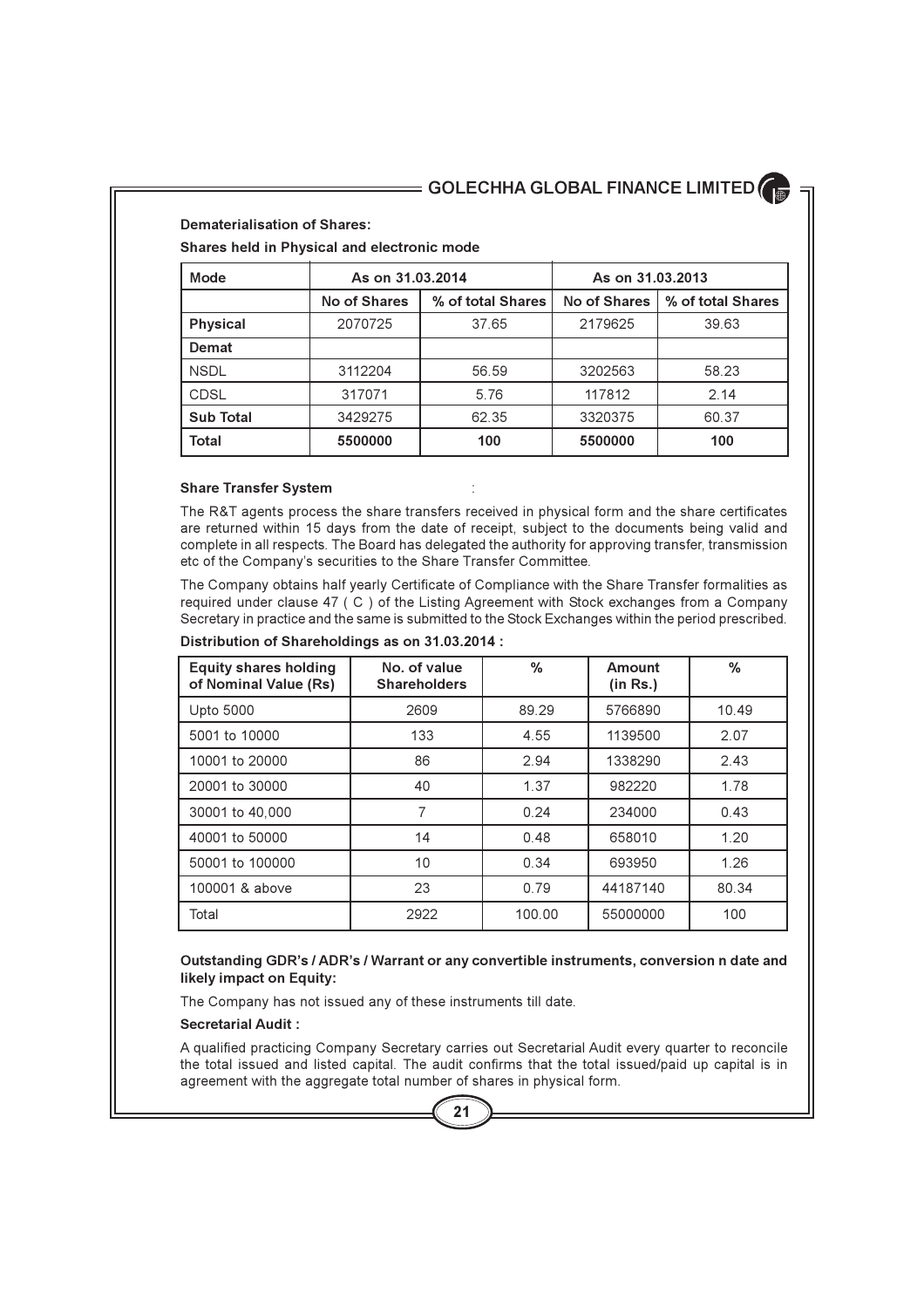**Dematerialisation of Shares:**

**Shares held in Physical and electronic mode**

| Mode | As on 31.03.2014 | | As on 31.03.2013 | |
|---|---|---|---|---|
| | No of Shares | % of total Shares | No of Shares | % of total Shares |
| **Physical** | 2070725 | 37.65 | 2179625 | 39.63 |
| **Demat** | | | | |
| NSDL | 3112204 | 56.59 | 3202563 | 58.23 |
| CDSL | 317071 | 5.76 | 117812 | 2.14 |
| **Sub Total** | 3429275 | 62.35 | 3320375 | 60.37 |
| **Total** | **5500000** | **100** | **5500000** | **100** |

**Share Transfer System** :

The R&T agents process the share transfers received in physical form and the share certificates are returned within 15 days from the date of receipt, subject to the documents being valid and complete in all respects. The Board has delegated the authority for approving transfer, transmission etc of the Company's securities to the Share Transfer Committee.

The Company obtains half yearly Certificate of Compliance with the Share Transfer formalities as required under clause 47 ( C ) of the Listing Agreement with Stock exchanges from a Company Secretary in practice and the same is submitted to the Stock Exchanges within the period prescribed.

**Distribution of Shareholdings as on 31.03.2014 :**

| Equity shares holding of Nominal Value (Rs) | No. of value Shareholders | % | Amount (in Rs.) | % |
|---|---|---|---|---|
| Upto 5000 | 2609 | 89.29 | 5766890 | 10.49 |
| 5001 to 10000 | 133 | 4.55 | 1139500 | 2.07 |
| 10001 to 20000 | 86 | 2.94 | 1338290 | 2.43 |
| 20001 to 30000 | 40 | 1.37 | 982220 | 1.78 |
| 30001 to 40,000 | 7 | 0.24 | 234000 | 0.43 |
| 40001 to 50000 | 14 | 0.48 | 658010 | 1.20 |
| 50001 to 100000 | 10 | 0.34 | 693950 | 1.26 |
| 100001 & above | 23 | 0.79 | 44187140 | 80.34 |
| Total | 2922 | 100.00 | 55000000 | 100 |

**Outstanding GDR's / ADR's / Warrant or any convertible instruments, conversion n date and likely impact on Equity:**

The Company has not issued any of these instruments till date.

**Secretarial Audit :**

A qualified practicing Company Secretary carries out Secretarial Audit every quarter to reconcile the total issued and listed capital. The audit confirms that the total issued/paid up capital is in agreement with the aggregate total number of shares in physical form.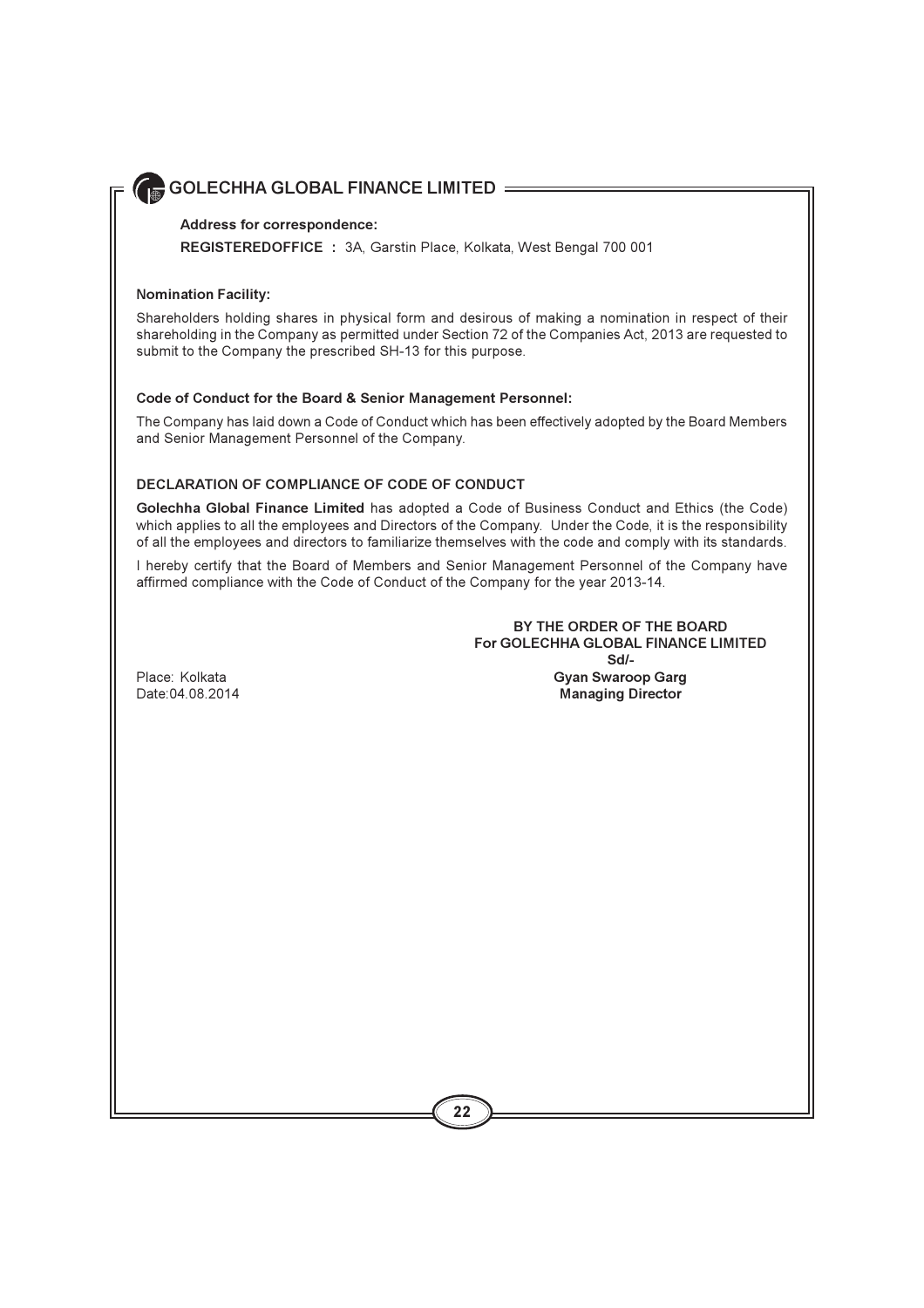**Address for correspondence:**

**REGISTEREDOFFICE :** 3A, Garstin Place, Kolkata, West Bengal 700 001

**Nomination Facility:**

Shareholders holding shares in physical form and desirous of making a nomination in respect of their shareholding in the Company as permitted under Section 72 of the Companies Act, 2013 are requested to submit to the Company the prescribed SH-13 for this purpose.

**Code of Conduct for the Board & Senior Management Personnel:**

The Company has laid down a Code of Conduct which has been effectively adopted by the Board Members and Senior Management Personnel of the Company.

**DECLARATION OF COMPLIANCE OF CODE OF CONDUCT**

**Golechha Global Finance Limited** has adopted a Code of Business Conduct and Ethics (the Code) which applies to all the employees and Directors of the Company. Under the Code, it is the responsibility of all the employees and directors to familiarize themselves with the code and comply with its standards.

I hereby certify that the Board of Members and Senior Management Personnel of the Company have affirmed compliance with the Code of Conduct of the Company for the year 2013-14.

**BY THE ORDER OF THE BOARD**
**For GOLECHHA GLOBAL FINANCE LIMITED**
**Sd/-**
**Gyan Swaroop Garg**
**Managing Director**

Place: Kolkata
Date:04.08.2014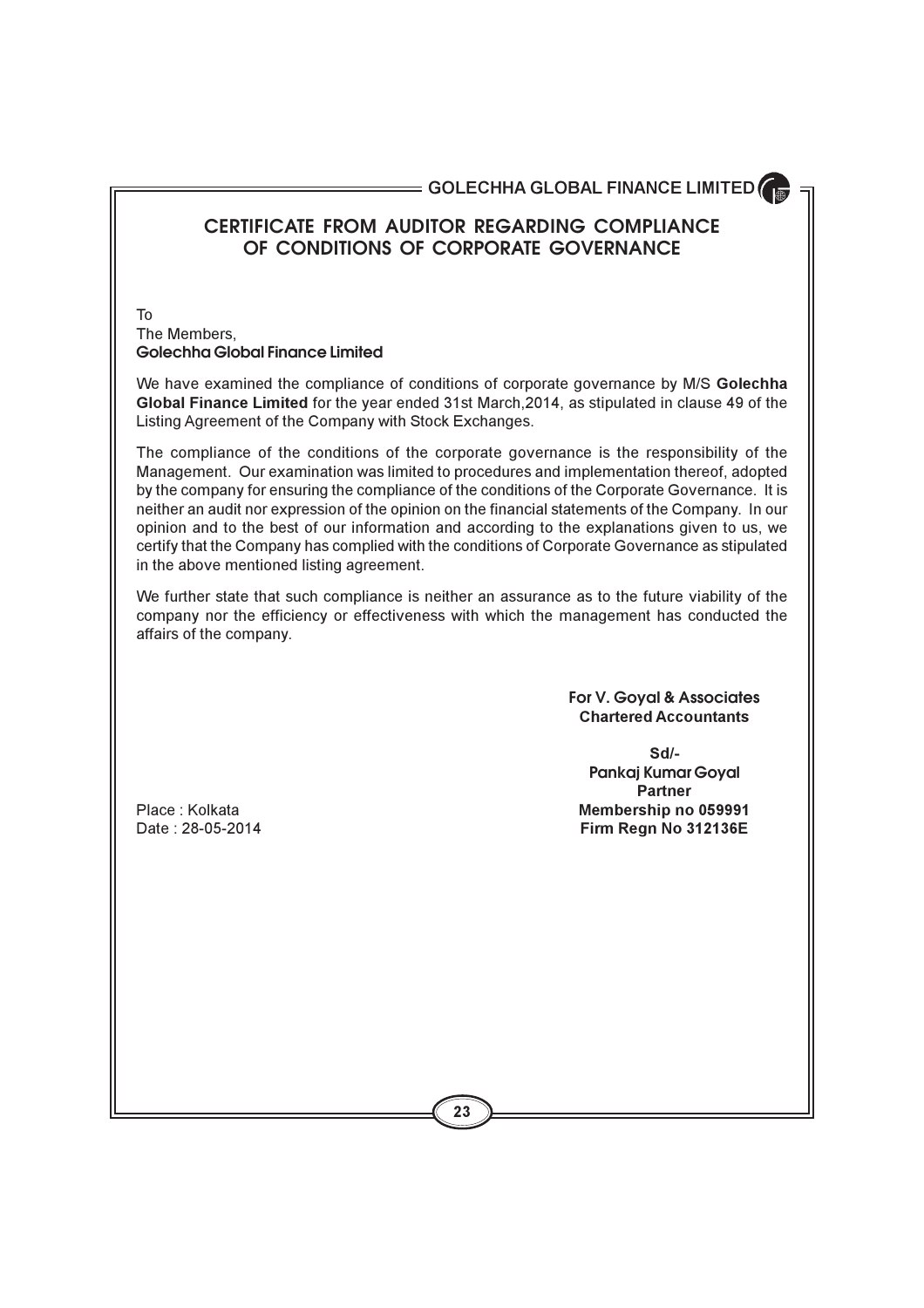# CERTIFICATE FROM AUDITOR REGARDING COMPLIANCE OF CONDITIONS OF CORPORATE GOVERNANCE

To
The Members,
**Golechha Global Finance Limited**

We have examined the compliance of conditions of corporate governance by M/S **Golechha Global Finance Limited** for the year ended 31st March,2014, as stipulated in clause 49 of the Listing Agreement of the Company with Stock Exchanges.

The compliance of the conditions of the corporate governance is the responsibility of the Management. Our examination was limited to procedures and implementation thereof, adopted by the company for ensuring the compliance of the conditions of the Corporate Governance. It is neither an audit nor expression of the opinion on the financial statements of the Company. In our opinion and to the best of our information and according to the explanations given to us, we certify that the Company has complied with the conditions of Corporate Governance as stipulated in the above mentioned listing agreement.

We further state that such compliance is neither an assurance as to the future viability of the company nor the efficiency or effectiveness with which the management has conducted the affairs of the company.

**For V. Goyal & Associates**
**Chartered Accountants**

**Sd/-**
**Pankaj Kumar Goyal**
**Partner**
**Membership no 059991**
**Firm Regn No 312136E**

Place : Kolkata
Date : 28-05-2014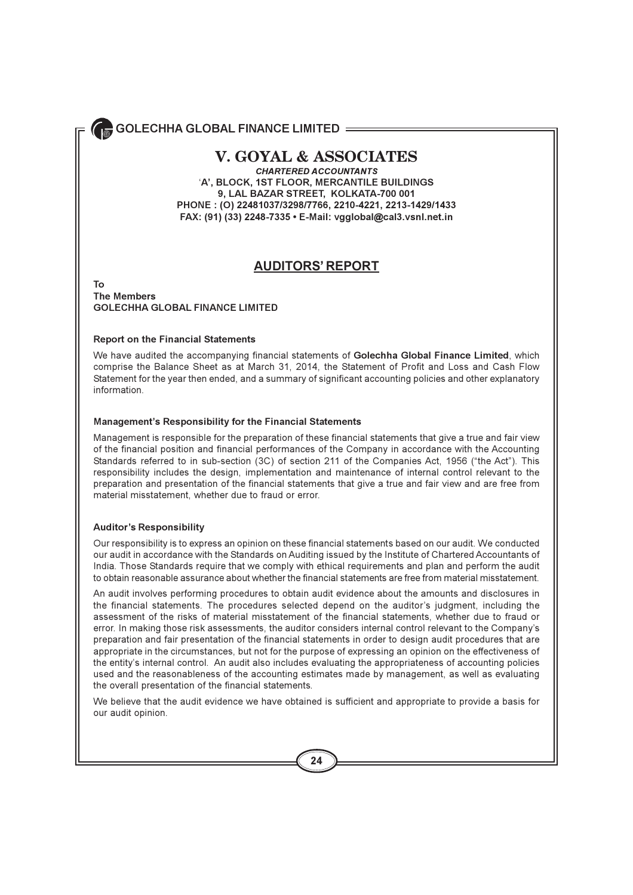# V. GOYAL & ASSOCIATES

***CHARTERED ACCOUNTANTS***

**'A', BLOCK, 1ST FLOOR, MERCANTILE BUILDINGS**
**9, LAL BAZAR STREET, KOLKATA-700 001**
**PHONE : (O) 22481037/3298/7766, 2210-4221, 2213-1429/1433**
**FAX: (91) (33) 2248-7335 • E-Mail: vgglobal@cal3.vsnl.net.in**

## AUDITORS' REPORT

**To**
**The Members**
**GOLECHHA GLOBAL FINANCE LIMITED**

### Report on the Financial Statements

We have audited the accompanying financial statements of **Golechha Global Finance Limited**, which comprise the Balance Sheet as at March 31, 2014, the Statement of Profit and Loss and Cash Flow Statement for the year then ended, and a summary of significant accounting policies and other explanatory information.

### Management's Responsibility for the Financial Statements

Management is responsible for the preparation of these financial statements that give a true and fair view of the financial position and financial performances of the Company in accordance with the Accounting Standards referred to in sub-section (3C) of section 211 of the Companies Act, 1956 ("the Act"). This responsibility includes the design, implementation and maintenance of internal control relevant to the preparation and presentation of the financial statements that give a true and fair view and are free from material misstatement, whether due to fraud or error.

### Auditor's Responsibility

Our responsibility is to express an opinion on these financial statements based on our audit. We conducted our audit in accordance with the Standards on Auditing issued by the Institute of Chartered Accountants of India. Those Standards require that we comply with ethical requirements and plan and perform the audit to obtain reasonable assurance about whether the financial statements are free from material misstatement.

An audit involves performing procedures to obtain audit evidence about the amounts and disclosures in the financial statements. The procedures selected depend on the auditor's judgment, including the assessment of the risks of material misstatement of the financial statements, whether due to fraud or error. In making those risk assessments, the auditor considers internal control relevant to the Company's preparation and fair presentation of the financial statements in order to design audit procedures that are appropriate in the circumstances, but not for the purpose of expressing an opinion on the effectiveness of the entity's internal control. An audit also includes evaluating the appropriateness of accounting policies used and the reasonableness of the accounting estimates made by management, as well as evaluating the overall presentation of the financial statements.

We believe that the audit evidence we have obtained is sufficient and appropriate to provide a basis for our audit opinion.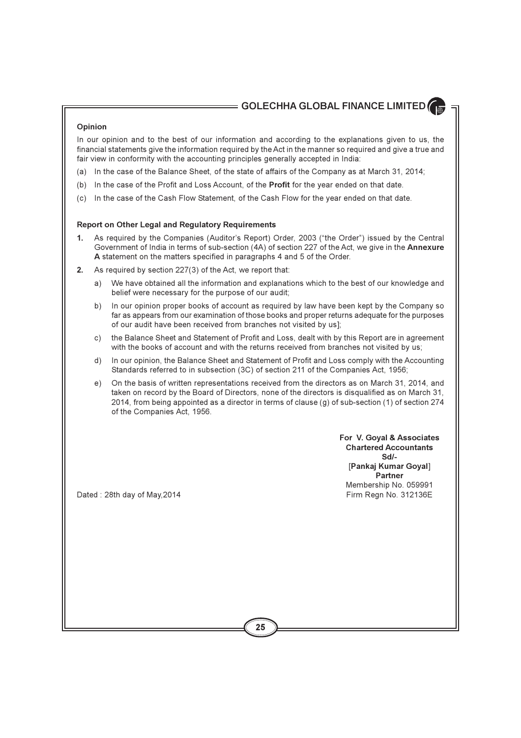### Opinion

In our opinion and to the best of our information and according to the explanations given to us, the financial statements give the information required by the Act in the manner so required and give a true and fair view in conformity with the accounting principles generally accepted in India:

(a) In the case of the Balance Sheet, of the state of affairs of the Company as at March 31, 2014;

(b) In the case of the Profit and Loss Account, of the **Profit** for the year ended on that date.

(c) In the case of the Cash Flow Statement, of the Cash Flow for the year ended on that date.

### Report on Other Legal and Regulatory Requirements

**1.** As required by the Companies (Auditor's Report) Order, 2003 ("the Order") issued by the Central Government of India in terms of sub-section (4A) of section 227 of the Act, we give in the **Annexure A** statement on the matters specified in paragraphs 4 and 5 of the Order.

**2.** As required by section 227(3) of the Act, we report that:

a) We have obtained all the information and explanations which to the best of our knowledge and belief were necessary for the purpose of our audit;

b) In our opinion proper books of account as required by law have been kept by the Company so far as appears from our examination of those books and proper returns adequate for the purposes of our audit have been received from branches not visited by us];

c) the Balance Sheet and Statement of Profit and Loss, dealt with by this Report are in agreement with the books of account and with the returns received from branches not visited by us;

d) In our opinion, the Balance Sheet and Statement of Profit and Loss comply with the Accounting Standards referred to in subsection (3C) of section 211 of the Companies Act, 1956;

e) On the basis of written representations received from the directors as on March 31, 2014, and taken on record by the Board of Directors, none of the directors is disqualified as on March 31, 2014, from being appointed as a director in terms of clause (g) of sub-section (1) of section 274 of the Companies Act, 1956.

**For V. Goyal & Associates**
**Chartered Accountants**
**Sd/-**
[**Pankaj Kumar Goyal**]
**Partner**
Membership No. 059991
Firm Regn No. 312136E

Dated : 28th day of May,2014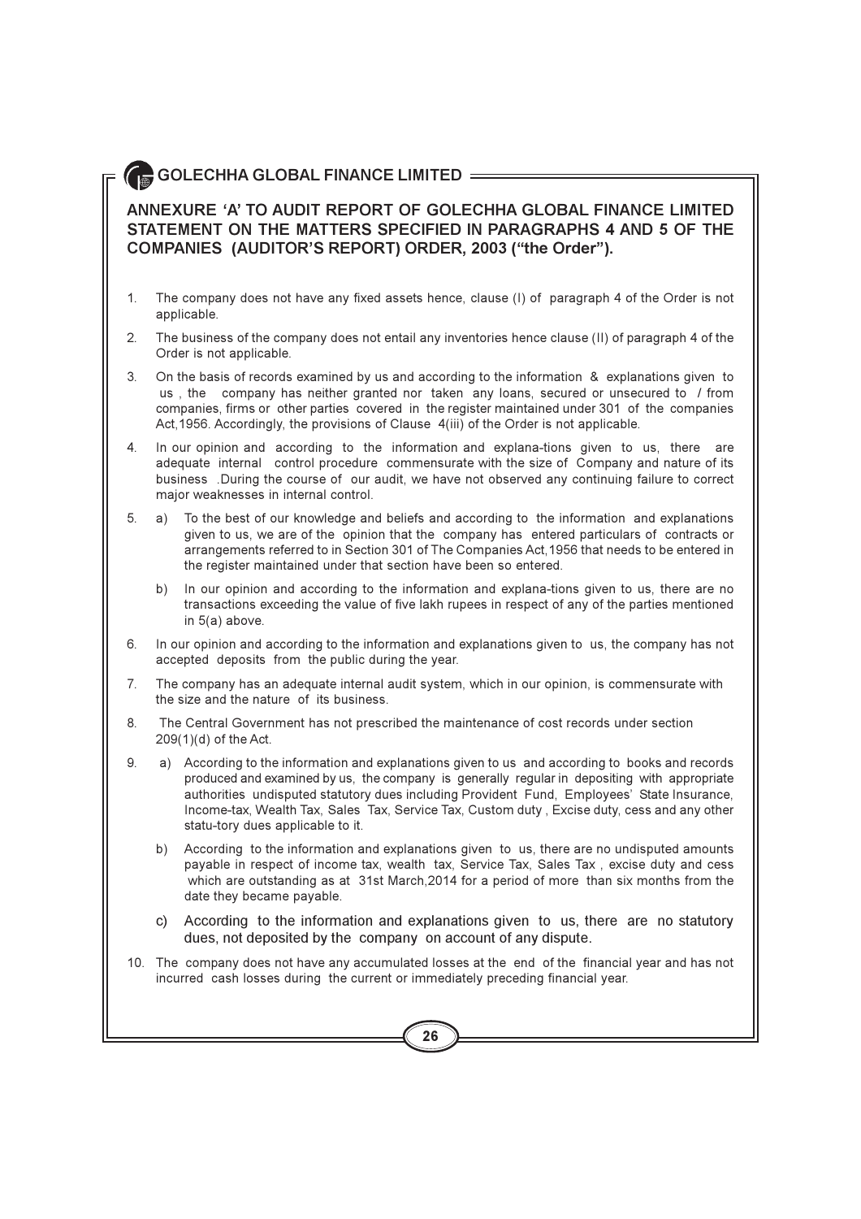## ANNEXURE 'A' TO AUDIT REPORT OF GOLECHHA GLOBAL FINANCE LIMITED STATEMENT ON THE MATTERS SPECIFIED IN PARAGRAPHS 4 AND 5 OF THE COMPANIES (AUDITOR'S REPORT) ORDER, 2003 ("the Order").

1. The company does not have any fixed assets hence, clause (I) of paragraph 4 of the Order is not applicable.

2. The business of the company does not entail any inventories hence clause (II) of paragraph 4 of the Order is not applicable.

3. On the basis of records examined by us and according to the information & explanations given to us , the company has neither granted nor taken any loans, secured or unsecured to / from companies, firms or other parties covered in the register maintained under 301 of the companies Act,1956. Accordingly, the provisions of Clause 4(iii) of the Order is not applicable.

4. In our opinion and according to the information and explana-tions given to us, there are adequate internal control procedure commensurate with the size of Company and nature of its business .During the course of our audit, we have not observed any continuing failure to correct major weaknesses in internal control.

5. a) To the best of our knowledge and beliefs and according to the information and explanations given to us, we are of the opinion that the company has entered particulars of contracts or arrangements referred to in Section 301 of The Companies Act,1956 that needs to be entered in the register maintained under that section have been so entered.

   b) In our opinion and according to the information and explana-tions given to us, there are no transactions exceeding the value of five lakh rupees in respect of any of the parties mentioned in 5(a) above.

6. In our opinion and according to the information and explanations given to us, the company has not accepted deposits from the public during the year.

7. The company has an adequate internal audit system, which in our opinion, is commensurate with the size and the nature of its business.

8. The Central Government has not prescribed the maintenance of cost records under section 209(1)(d) of the Act.

9. a) According to the information and explanations given to us and according to books and records produced and examined by us, the company is generally regular in depositing with appropriate authorities undisputed statutory dues including Provident Fund, Employees' State Insurance, Income-tax, Wealth Tax, Sales Tax, Service Tax, Custom duty , Excise duty, cess and any other statu-tory dues applicable to it.

   b) According to the information and explanations given to us, there are no undisputed amounts payable in respect of income tax, wealth tax, Service Tax, Sales Tax , excise duty and cess which are outstanding as at 31st March,2014 for a period of more than six months from the date they became payable.

   c) According to the information and explanations given to us, there are no statutory dues, not deposited by the company on account of any dispute.

10. The company does not have any accumulated losses at the end of the financial year and has not incurred cash losses during the current or immediately preceding financial year.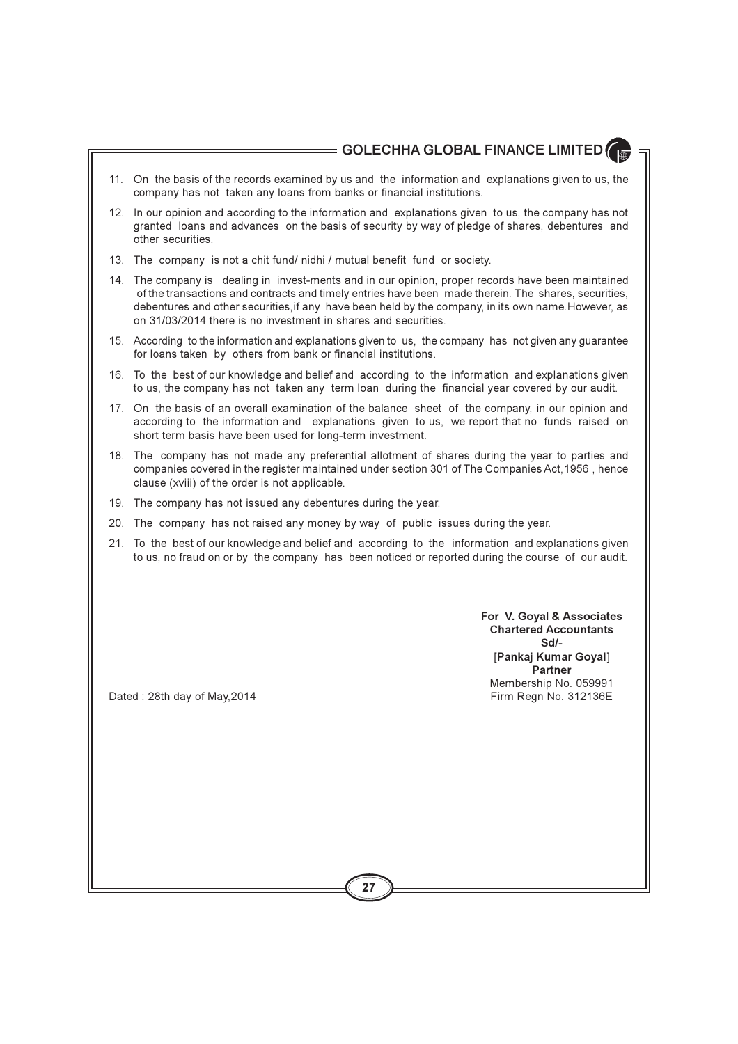11. On the basis of the records examined by us and the information and explanations given to us, the company has not taken any loans from banks or financial institutions.

12. In our opinion and according to the information and explanations given to us, the company has not granted loans and advances on the basis of security by way of pledge of shares, debentures and other securities.

13. The company is not a chit fund/ nidhi / mutual benefit fund or society.

14. The company is dealing in invest-ments and in our opinion, proper records have been maintained of the transactions and contracts and timely entries have been made therein. The shares, securities, debentures and other securities,if any have been held by the company, in its own name.However, as on 31/03/2014 there is no investment in shares and securities.

15. According to the information and explanations given to us, the company has not given any guarantee for loans taken by others from bank or financial institutions.

16. To the best of our knowledge and belief and according to the information and explanations given to us, the company has not taken any term loan during the financial year covered by our audit.

17. On the basis of an overall examination of the balance sheet of the company, in our opinion and according to the information and explanations given to us, we report that no funds raised on short term basis have been used for long-term investment.

18. The company has not made any preferential allotment of shares during the year to parties and companies covered in the register maintained under section 301 of The Companies Act,1956 , hence clause (xviii) of the order is not applicable.

19. The company has not issued any debentures during the year.

20. The company has not raised any money by way of public issues during the year.

21. To the best of our knowledge and belief and according to the information and explanations given to us, no fraud on or by the company has been noticed or reported during the course of our audit.

**For V. Goyal & Associates**
**Chartered Accountants**
**Sd/-**
[**Pankaj Kumar Goyal**]
**Partner**
Membership No. 059991
Firm Regn No. 312136E

Dated : 28th day of May,2014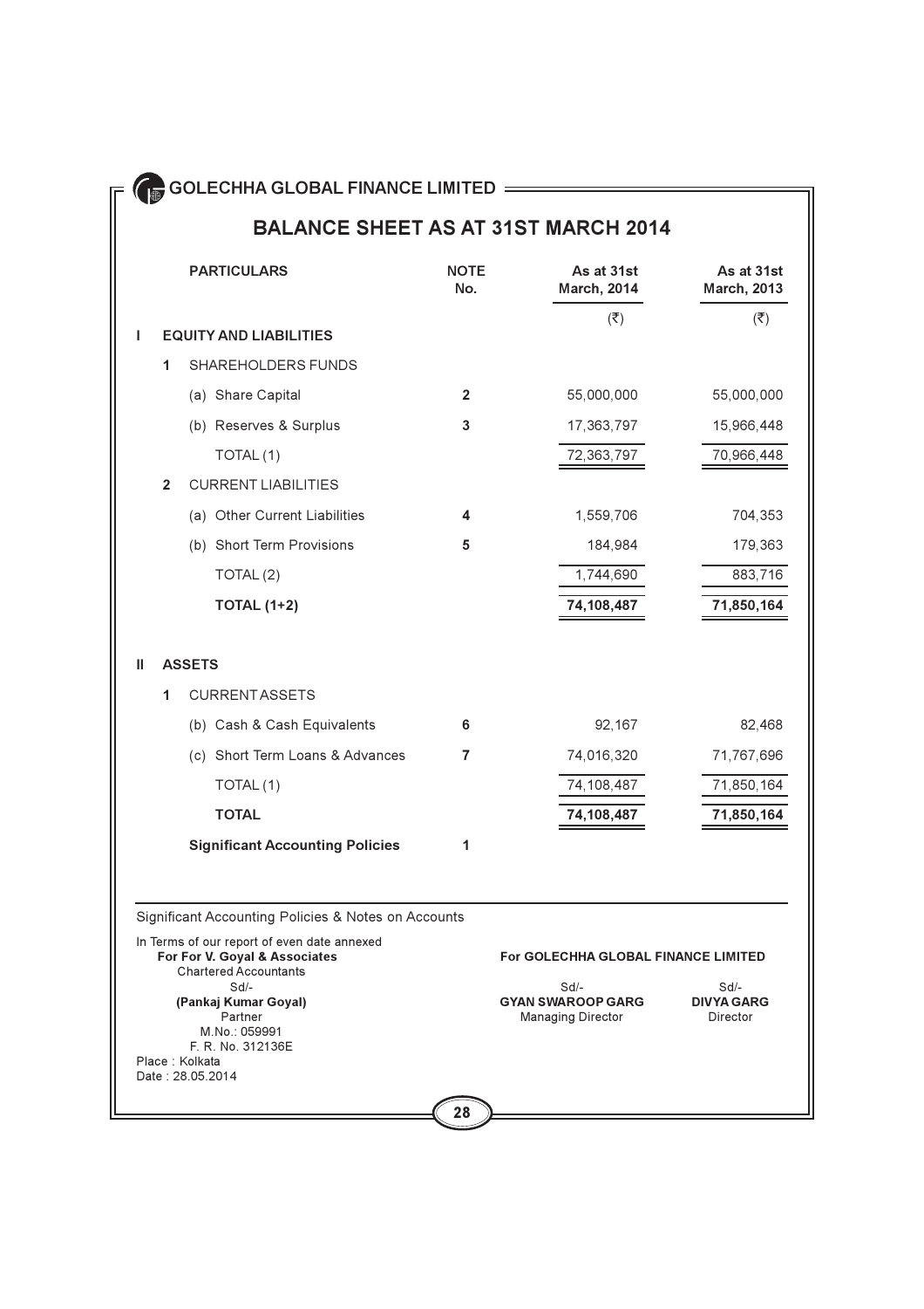# GOLECHHA GLOBAL FINANCE LIMITED

## BALANCE SHEET AS AT 31ST MARCH 2014

| | | PARTICULARS | NOTE No. | As at 31st March, 2014 | As at 31st March, 2013 |
|---|---|---|---|---|---|
| | | | | (₹) | (₹) |
| **I** | | **EQUITY AND LIABILITIES** | | | |
| | **1** | SHAREHOLDERS FUNDS | | | |
| | | (a) Share Capital | **2** | 55,000,000 | 55,000,000 |
| | | (b) Reserves & Surplus | **3** | 17,363,797 | 15,966,448 |
| | | TOTAL (1) | | 72,363,797 | 70,966,448 |
| | **2** | CURRENT LIABILITIES | | | |
| | | (a) Other Current Liabilities | **4** | 1,559,706 | 704,353 |
| | | (b) Short Term Provisions | **5** | 184,984 | 179,363 |
| | | TOTAL (2) | | 1,744,690 | 883,716 |
| | | **TOTAL (1+2)** | | **74,108,487** | **71,850,164** |
| **II** | | **ASSETS** | | | |
| | **1** | CURRENT ASSETS | | | |
| | | (b) Cash & Cash Equivalents | **6** | 92,167 | 82,468 |
| | | (c) Short Term Loans & Advances | **7** | 74,016,320 | 71,767,696 |
| | | TOTAL (1) | | 74,108,487 | 71,850,164 |
| | | **TOTAL** | | **74,108,487** | **71,850,164** |
| | | **Significant Accounting Policies** | **1** | | |

Significant Accounting Policies & Notes on Accounts

In Terms of our report of even date annexed
**For For V. Goyal & Associates**
Chartered Accountants
Sd/-
**(Pankaj Kumar Goyal)**
Partner
M.No.: 059991
F. R. No. 312136E
Place : Kolkata
Date : 28.05.2014

**For GOLECHHA GLOBAL FINANCE LIMITED**

Sd/-
**GYAN SWAROOP GARG**
Managing Director

Sd/-
**DIVYA GARG**
Director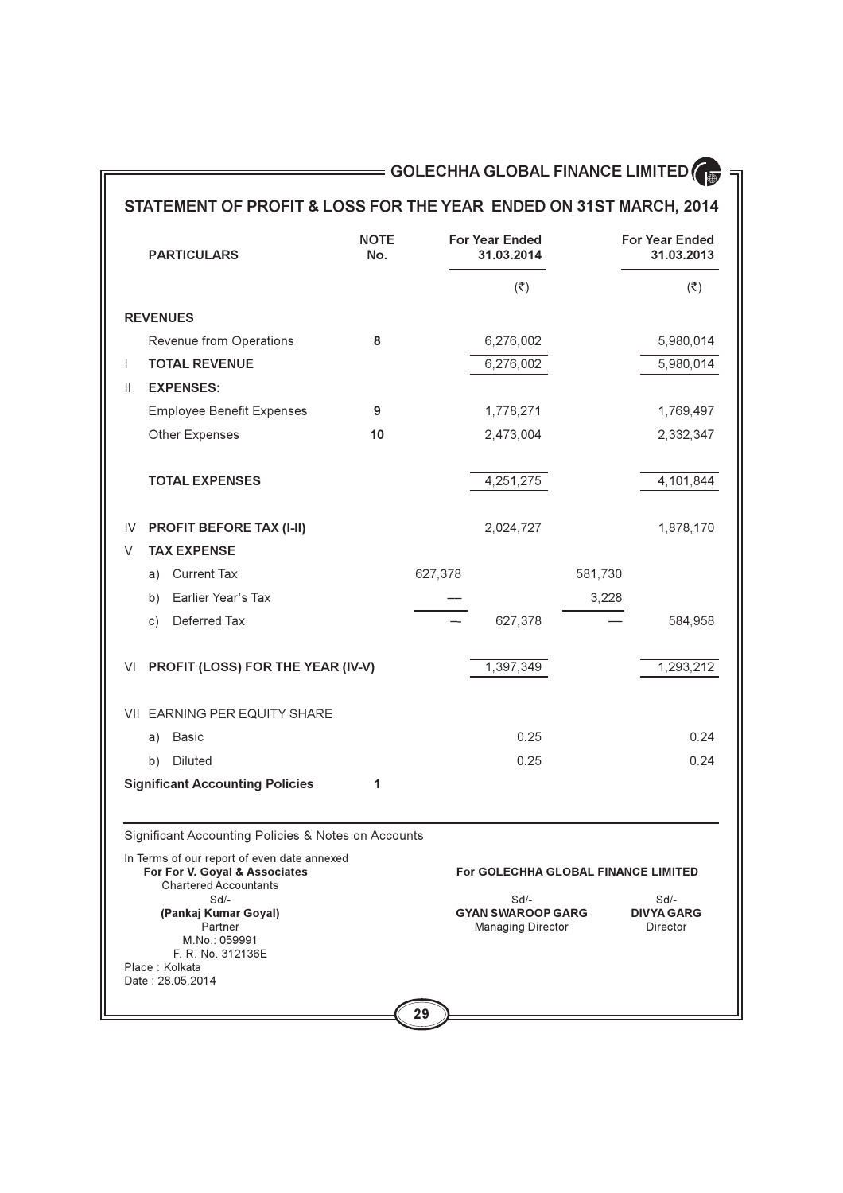## STATEMENT OF PROFIT & LOSS FOR THE YEAR ENDED ON 31ST MARCH, 2014

| | PARTICULARS | NOTE No. | | For Year Ended 31.03.2014 | | For Year Ended 31.03.2013 |
|---|---|---|---|---|---|---|
| | | | | (₹) | | (₹) |
| | **REVENUES** | | | | | |
| | Revenue from Operations | **8** | | 6,276,002 | | 5,980,014 |
| I | **TOTAL REVENUE** | | | 6,276,002 | | 5,980,014 |
| II | **EXPENSES:** | | | | | |
| | Employee Benefit Expenses | **9** | | 1,778,271 | | 1,769,497 |
| | Other Expenses | **10** | | 2,473,004 | | 2,332,347 |
| | **TOTAL EXPENSES** | | | 4,251,275 | | 4,101,844 |
| IV | **PROFIT BEFORE TAX (I-II)** | | | 2,024,727 | | 1,878,170 |
| V | **TAX EXPENSE** | | | | | |
| | a) Current Tax | | 627,378 | | 581,730 | |
| | b) Earlier Year's Tax | | — | | 3,228 | |
| | c) Deferred Tax | | — | 627,378 | — | 584,958 |
| VI | **PROFIT (LOSS) FOR THE YEAR (IV-V)** | | | 1,397,349 | | 1,293,212 |
| VII | EARNING PER EQUITY SHARE | | | | | |
| | a) Basic | | | 0.25 | | 0.24 |
| | b) Diluted | | | 0.25 | | 0.24 |
| | **Significant Accounting Policies** | 1 | | | | |

Significant Accounting Policies & Notes on Accounts

In Terms of our report of even date annexed
**For For V. Goyal & Associates**
Chartered Accountants
Sd/-
**(Pankaj Kumar Goyal)**
Partner
M.No.: 059991
F. R. No. 312136E
Place : Kolkata
Date : 28.05.2014

**For GOLECHHA GLOBAL FINANCE LIMITED**

Sd/-
**GYAN SWAROOP GARG**
Managing Director

Sd/-
**DIVYA GARG**
Director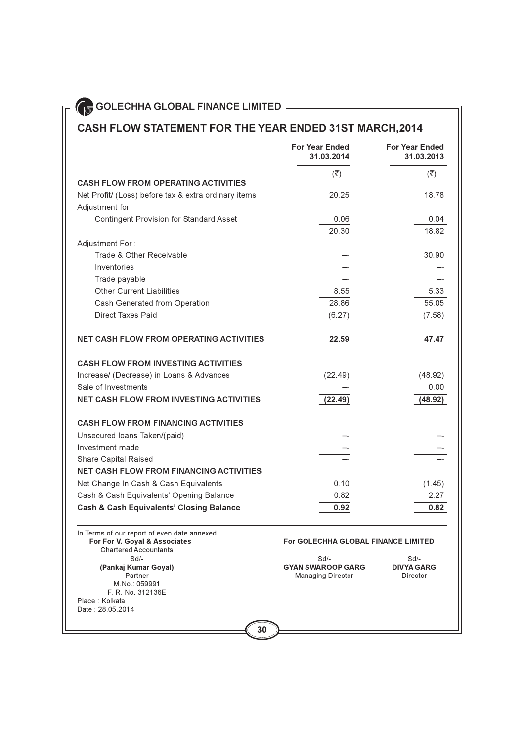# GOLECHHA GLOBAL FINANCE LIMITED

## CASH FLOW STATEMENT FOR THE YEAR ENDED 31ST MARCH,2014

| | For Year Ended 31.03.2014 | For Year Ended 31.03.2013 |
|---|---|---|
| | (₹) | (₹) |
| **CASH FLOW FROM OPERATING ACTIVITIES** | | |
| Net Profit/ (Loss) before tax & extra ordinary items | 20.25 | 18.78 |
| Adjustment for | | |
| Contingent Provision for Standard Asset | 0.06 | 0.04 |
| | 20.30 | 18.82 |
| Adjustment For : | | |
| Trade & Other Receivable | -- | 30.90 |
| Inventories | -- | -- |
| Trade payable | -- | -- |
| Other Current Liabilities | 8.55 | 5.33 |
| Cash Generated from Operation | 28.86 | 55.05 |
| Direct Taxes Paid | (6.27) | (7.58) |
| **NET CASH FLOW FROM OPERATING ACTIVITIES** | **22.59** | **47.47** |
| **CASH FLOW FROM INVESTING ACTIVITIES** | | |
| Increase/ (Decrease) in Loans & Advances | (22.49) | (48.92) |
| Sale of Investments | -- | 0.00 |
| **NET CASH FLOW FROM INVESTING ACTIVITIES** | **(22.49)** | **(48.92)** |
| **CASH FLOW FROM FINANCING ACTIVITIES** | | |
| Unsecured loans Taken/(paid) | -- | -- |
| Investment made | -- | -- |
| Share Capital Raised | -- | -- |
| **NET CASH FLOW FROM FINANCING ACTIVITIES** | | |
| Net Change In Cash & Cash Equivalents | 0.10 | (1.45) |
| Cash & Cash Equivalents' Opening Balance | 0.82 | 2.27 |
| **Cash & Cash Equivalents' Closing Balance** | **0.92** | **0.82** |

In Terms of our report of even date annexed

**For For V. Goyal & Associates**
Chartered Accountants
Sd/-
**(Pankaj Kumar Goyal)**
Partner
M.No.: 059991
F. R. No. 312136E

Place : Kolkata
Date : 28.05.2014

**For GOLECHHA GLOBAL FINANCE LIMITED**

Sd/-
**GYAN SWAROOP GARG**
Managing Director

Sd/-
**DIVYA GARG**
Director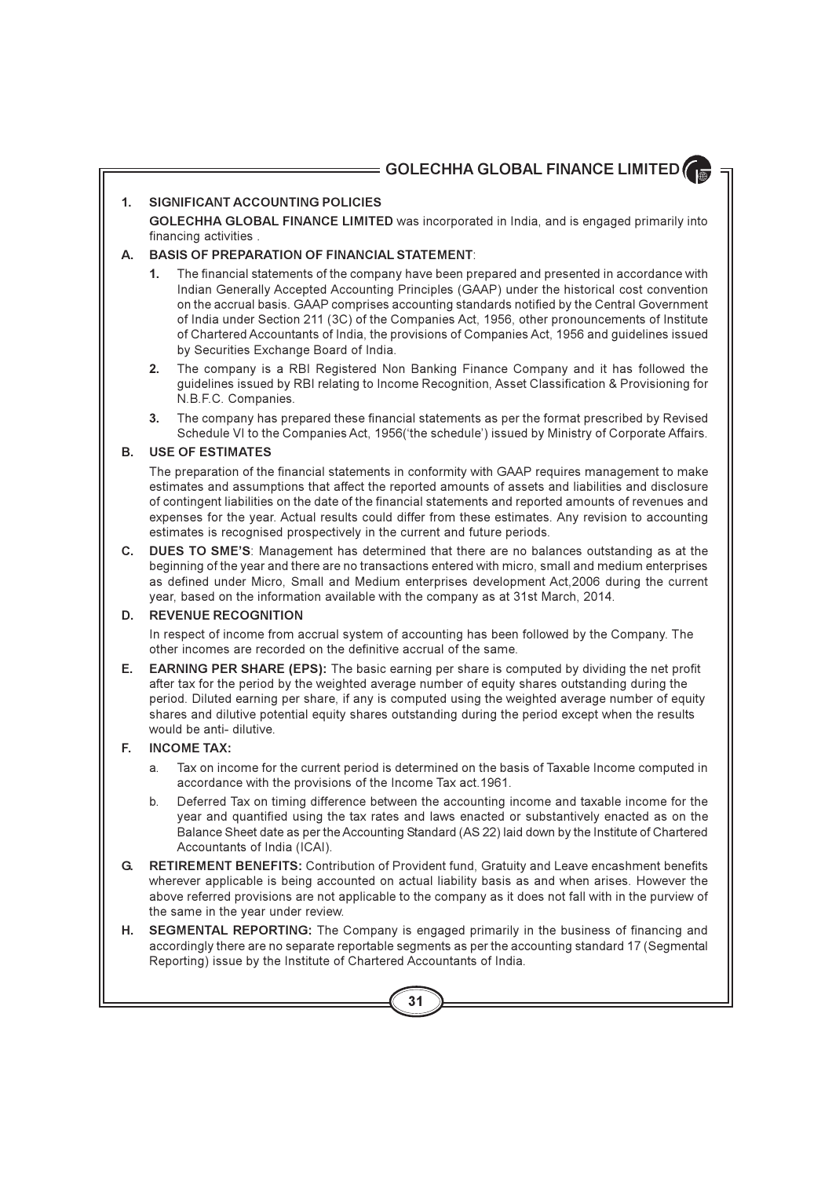## 1. SIGNIFICANT ACCOUNTING POLICIES

**GOLECHHA GLOBAL FINANCE LIMITED** was incorporated in India, and is engaged primarily into financing activities .

### A. BASIS OF PREPARATION OF FINANCIAL STATEMENT:

1. The financial statements of the company have been prepared and presented in accordance with Indian Generally Accepted Accounting Principles (GAAP) under the historical cost convention on the accrual basis. GAAP comprises accounting standards notified by the Central Government of India under Section 211 (3C) of the Companies Act, 1956, other pronouncements of Institute of Chartered Accountants of India, the provisions of Companies Act, 1956 and guidelines issued by Securities Exchange Board of India.
2. The company is a RBI Registered Non Banking Finance Company and it has followed the guidelines issued by RBI relating to Income Recognition, Asset Classification & Provisioning for N.B.F.C. Companies.
3. The company has prepared these financial statements as per the format prescribed by Revised Schedule VI to the Companies Act, 1956('the schedule') issued by Ministry of Corporate Affairs.

### B. USE OF ESTIMATES

The preparation of the financial statements in conformity with GAAP requires management to make estimates and assumptions that affect the reported amounts of assets and liabilities and disclosure of contingent liabilities on the date of the financial statements and reported amounts of revenues and expenses for the year. Actual results could differ from these estimates. Any revision to accounting estimates is recognised prospectively in the current and future periods.

### C. DUES TO SME'S:

Management has determined that there are no balances outstanding as at the beginning of the year and there are no transactions entered with micro, small and medium enterprises as defined under Micro, Small and Medium enterprises development Act,2006 during the current year, based on the information available with the company as at 31st March, 2014.

### D. REVENUE RECOGNITION

In respect of income from accrual system of accounting has been followed by the Company. The other incomes are recorded on the definitive accrual of the same.

### E. EARNING PER SHARE (EPS):

The basic earning per share is computed by dividing the net profit after tax for the period by the weighted average number of equity shares outstanding during the period. Diluted earning per share, if any is computed using the weighted average number of equity shares and dilutive potential equity shares outstanding during the period except when the results would be anti- dilutive.

### F. INCOME TAX:

a. Tax on income for the current period is determined on the basis of Taxable Income computed in accordance with the provisions of the Income Tax act.1961.

b. Deferred Tax on timing difference between the accounting income and taxable income for the year and quantified using the tax rates and laws enacted or substantively enacted as on the Balance Sheet date as per the Accounting Standard (AS 22) laid down by the Institute of Chartered Accountants of India (ICAI).

### G. RETIREMENT BENEFITS:

Contribution of Provident fund, Gratuity and Leave encashment benefits wherever applicable is being accounted on actual liability basis as and when arises. However the above referred provisions are not applicable to the company as it does not fall with in the purview of the same in the year under review.

### H. SEGMENTAL REPORTING:

The Company is engaged primarily in the business of financing and accordingly there are no separate reportable segments as per the accounting standard 17 (Segmental Reporting) issue by the Institute of Chartered Accountants of India.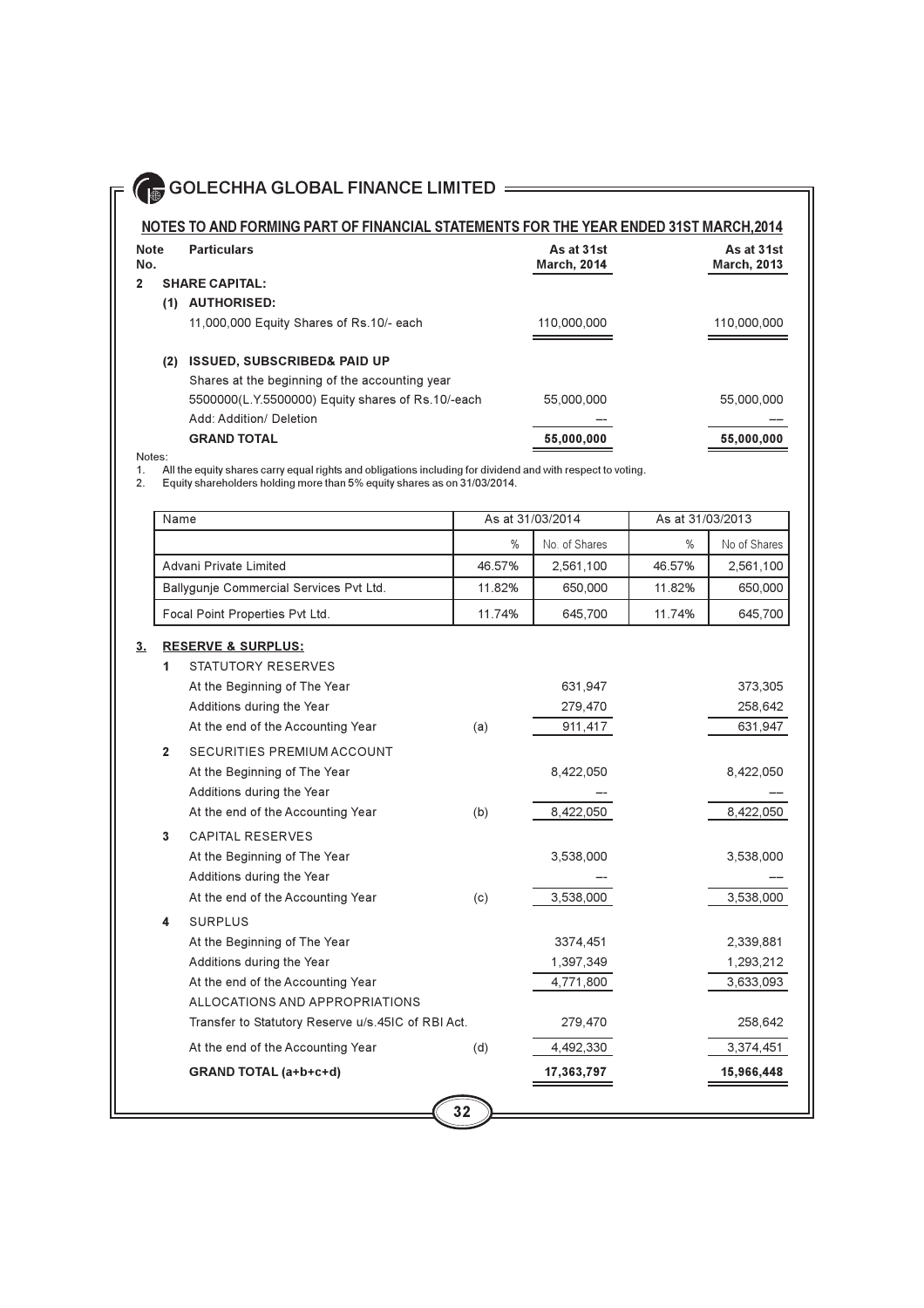## NOTES TO AND FORMING PART OF FINANCIAL STATEMENTS FOR THE YEAR ENDED 31ST MARCH,2014

| Note No. | | Particulars | | As at 31st March, 2014 | As at 31st March, 2013 |
|---|---|---|---|---|---|
| **2** | | **SHARE CAPITAL:** | | | |
| | **(1)** | **AUTHORISED:** | | | |
| | | 11,000,000 Equity Shares of Rs.10/- each | | 110,000,000 | 110,000,000 |
| | **(2)** | **ISSUED, SUBSCRIBED& PAID UP** | | | |
| | | Shares at the beginning of the accounting year | | | |
| | | 5500000(L.Y.5500000) Equity shares of Rs.10/-each | | 55,000,000 | 55,000,000 |
| | | Add: Addition/ Deletion | | –– | –– |
| | | **GRAND TOTAL** | | **55,000,000** | **55,000,000** |

Notes:

1. All the equity shares carry equal rights and obligations including for dividend and with respect to voting.
2. Equity shareholders holding more than 5% equity shares as on 31/03/2014.

| Name | As at 31/03/2014 | | As at 31/03/2013 | |
|---|---|---|---|---|
| | % | No. of Shares | % | No of Shares |
| Advani Private Limited | 46.57% | 2,561,100 | 46.57% | 2,561,100 |
| Ballygunje Commercial Services Pvt Ltd. | 11.82% | 650,000 | 11.82% | 650,000 |
| Focal Point Properties Pvt Ltd. | 11.74% | 645,700 | 11.74% | 645,700 |

| Note No. | | Particulars | | As at 31st March, 2014 | As at 31st March, 2013 |
|---|---|---|---|---|---|
| **3.** | | **RESERVE & SURPLUS:** | | | |
| | **1** | STATUTORY RESERVES | | | |
| | | At the Beginning of The Year | | 631,947 | 373,305 |
| | | Additions during the Year | | 279,470 | 258,642 |
| | | At the end of the Accounting Year | (a) | 911,417 | 631,947 |
| | **2** | SECURITIES PREMIUM ACCOUNT | | | |
| | | At the Beginning of The Year | | 8,422,050 | 8,422,050 |
| | | Additions during the Year | | –– | –– |
| | | At the end of the Accounting Year | (b) | 8,422,050 | 8,422,050 |
| | **3** | CAPITAL RESERVES | | | |
| | | At the Beginning of The Year | | 3,538,000 | 3,538,000 |
| | | Additions during the Year | | –– | –– |
| | | At the end of the Accounting Year | (c) | 3,538,000 | 3,538,000 |
| | **4** | SURPLUS | | | |
| | | At the Beginning of The Year | | 3374,451 | 2,339,881 |
| | | Additions during the Year | | 1,397,349 | 1,293,212 |
| | | At the end of the Accounting Year | | 4,771,800 | 3,633,093 |
| | | ALLOCATIONS AND APPROPRIATIONS | | | |
| | | Transfer to Statutory Reserve u/s.45IC of RBI Act. | | 279,470 | 258,642 |
| | | At the end of the Accounting Year | (d) | 4,492,330 | 3,374,451 |
| | | **GRAND TOTAL (a+b+c+d)** | | **17,363,797** | **15,966,448** |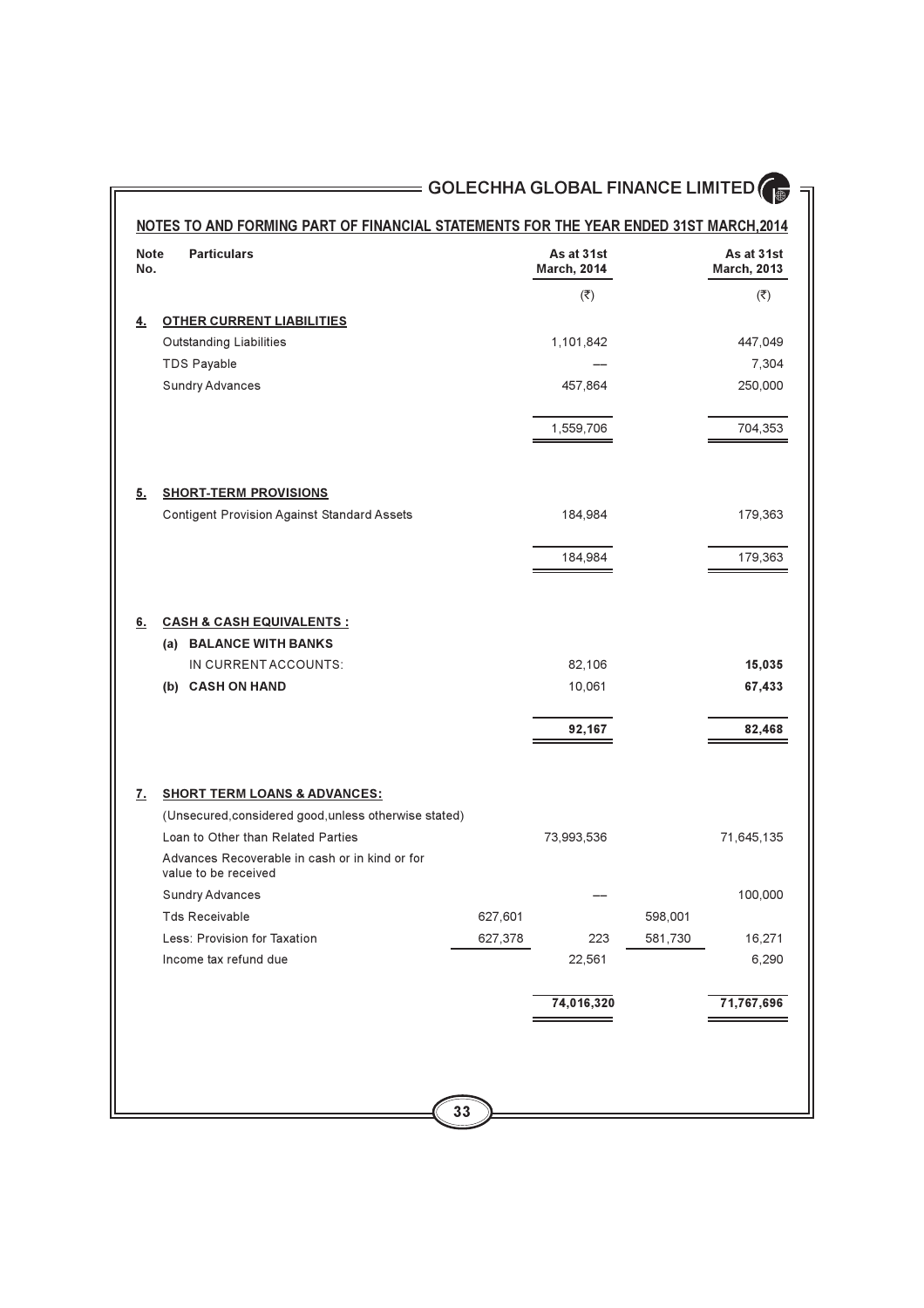## NOTES TO AND FORMING PART OF FINANCIAL STATEMENTS FOR THE YEAR ENDED 31ST MARCH,2014

| Note No. | Particulars | | As at 31st March, 2014 | | As at 31st March, 2013 |
|---|---|---|---|---|---|
| | | | (₹) | | (₹) |
| **4.** | **OTHER CURRENT LIABILITIES** | | | | |
| | Outstanding Liabilities | | 1,101,842 | | 447,049 |
| | TDS Payable | | — | | 7,304 |
| | Sundry Advances | | 457,864 | | 250,000 |
| | | | 1,559,706 | | 704,353 |
| **5.** | **SHORT-TERM PROVISIONS** | | | | |
| | Contigent Provision Against Standard Assets | | 184,984 | | 179,363 |
| | | | 184,984 | | 179,363 |
| **6.** | **CASH & CASH EQUIVALENTS :** | | | | |
| | **(a) BALANCE WITH BANKS** | | | | |
| | IN CURRENT ACCOUNTS: | | 82,106 | | **15,035** |
| | **(b) CASH ON HAND** | | 10,061 | | **67,433** |
| | | | **92,167** | | **82,468** |
| **7.** | **SHORT TERM LOANS & ADVANCES:** | | | | |
| | (Unsecured,considered good,unless otherwise stated) | | | | |
| | Loan to Other than Related Parties | | 73,993,536 | | 71,645,135 |
| | Advances Recoverable in cash or in kind or for value to be received | | | | |
| | Sundry Advances | | — | | 100,000 |
| | Tds Receivable | 627,601 | | 598,001 | |
| | Less: Provision for Taxation | 627,378 | 223 | 581,730 | 16,271 |
| | Income tax refund due | | 22,561 | | 6,290 |
| | | | **74,016,320** | | **71,767,696** |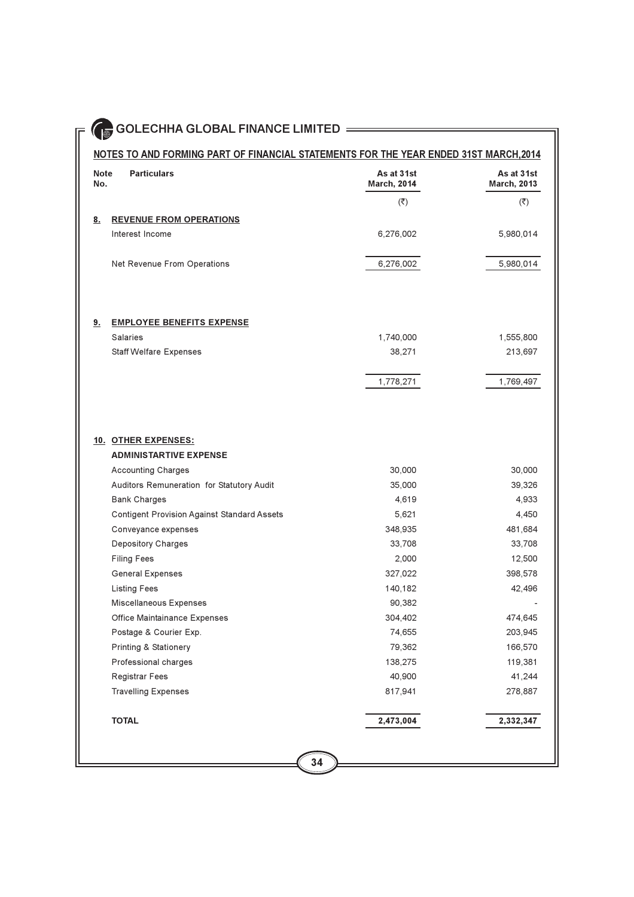## NOTES TO AND FORMING PART OF FINANCIAL STATEMENTS FOR THE YEAR ENDED 31ST MARCH,2014

| Note No. | Particulars | As at 31st March, 2014 | As at 31st March, 2013 |
|---|---|---|---|
| | | (₹) | (₹) |
| **8.** | **REVENUE FROM OPERATIONS** | | |
| | Interest Income | 6,276,002 | 5,980,014 |
| | Net Revenue From Operations | 6,276,002 | 5,980,014 |
| **9.** | **EMPLOYEE BENEFITS EXPENSE** | | |
| | Salaries | 1,740,000 | 1,555,800 |
| | Staff Welfare Expenses | 38,271 | 213,697 |
| | | 1,778,271 | 1,769,497 |
| **10.** | **OTHER EXPENSES:** | | |
| | **ADMINISTARTIVE EXPENSE** | | |
| | Accounting Charges | 30,000 | 30,000 |
| | Auditors Remuneration for Statutory Audit | 35,000 | 39,326 |
| | Bank Charges | 4,619 | 4,933 |
| | Contigent Provision Against Standard Assets | 5,621 | 4,450 |
| | Conveyance expenses | 348,935 | 481,684 |
| | Depository Charges | 33,708 | 33,708 |
| | Filing Fees | 2,000 | 12,500 |
| | General Expenses | 327,022 | 398,578 |
| | Listing Fees | 140,182 | 42,496 |
| | Miscellaneous Expenses | 90,382 | - |
| | Office Maintainance Expenses | 304,402 | 474,645 |
| | Postage & Courier Exp. | 74,655 | 203,945 |
| | Printing & Stationery | 79,362 | 166,570 |
| | Professional charges | 138,275 | 119,381 |
| | Registrar Fees | 40,900 | 41,244 |
| | Travelling Expenses | 817,941 | 278,887 |
| | **TOTAL** | **2,473,004** | **2,332,347** |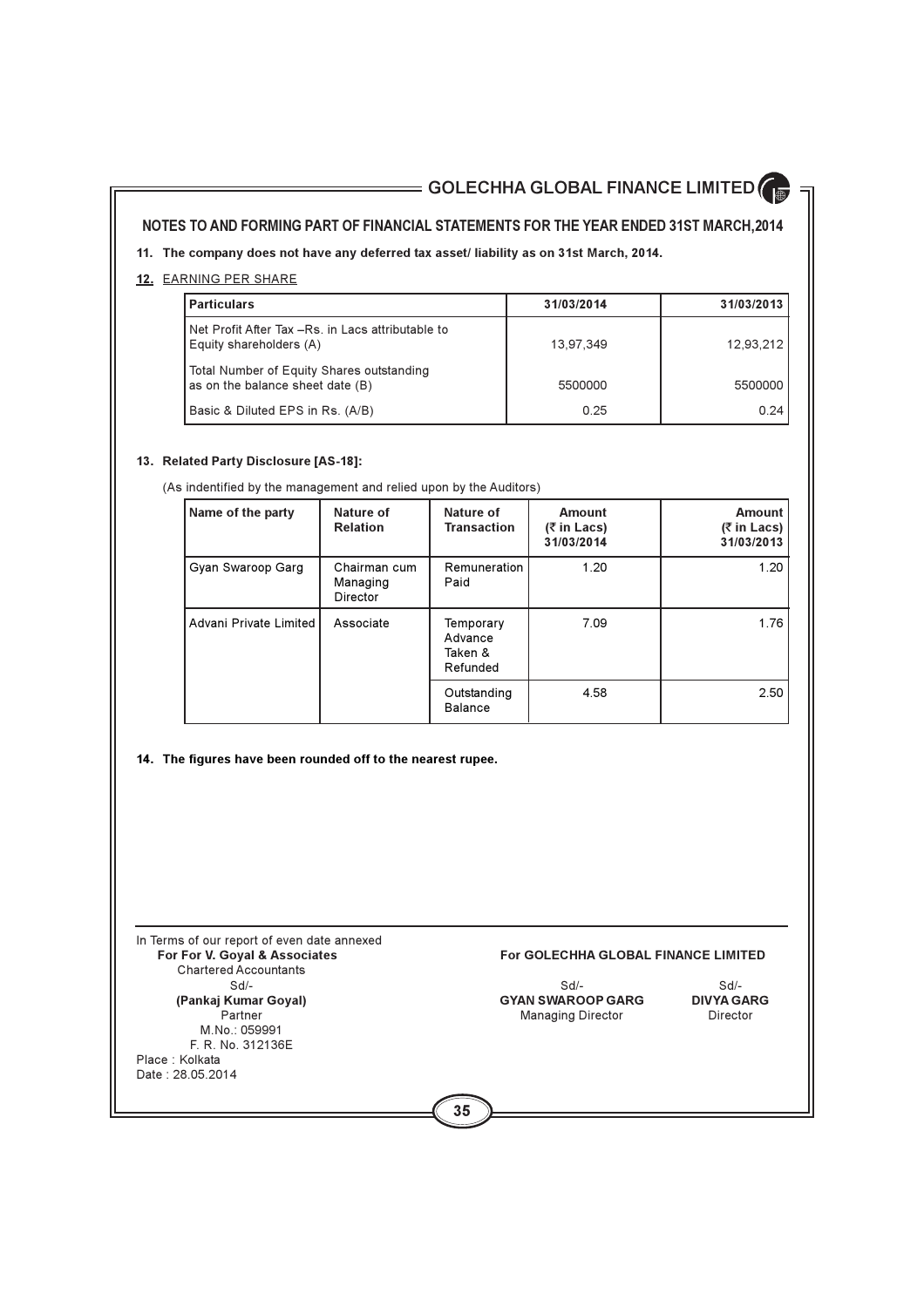## NOTES TO AND FORMING PART OF FINANCIAL STATEMENTS FOR THE YEAR ENDED 31ST MARCH,2014

**11. The company does not have any deferred tax asset/ liability as on 31st March, 2014.**

**12.** EARNING PER SHARE

| Particulars | 31/03/2014 | 31/03/2013 |
|---|---|---|
| Net Profit After Tax –Rs. in Lacs attributable to Equity shareholders (A) | 13,97,349 | 12,93,212 |
| Total Number of Equity Shares outstanding as on the balance sheet date (B) | 5500000 | 5500000 |
| Basic & Diluted EPS in Rs. (A/B) | 0.25 | 0.24 |

**13. Related Party Disclosure [AS-18]:**

(As indentified by the management and relied upon by the Auditors)

| Name of the party | Nature of Relation | Nature of Transaction | Amount (₹ in Lacs) 31/03/2014 | Amount (₹ in Lacs) 31/03/2013 |
|---|---|---|---|---|
| Gyan Swaroop Garg | Chairman cum Managing Director | Remuneration Paid | 1.20 | 1.20 |
| Advani Private Limited | Associate | Temporary Advance Taken & Refunded | 7.09 | 1.76 |
| | | Outstanding Balance | 4.58 | 2.50 |

**14. The figures have been rounded off to the nearest rupee.**

In Terms of our report of even date annexed
**For For V. Goyal & Associates**
Chartered Accountants
Sd/-
**(Pankaj Kumar Goyal)**
Partner
M.No.: 059991
F. R. No. 312136E
Place : Kolkata
Date : 28.05.2014

**For GOLECHHA GLOBAL FINANCE LIMITED**

Sd/-
**GYAN SWAROOP GARG**
Managing Director

Sd/-
**DIVYA GARG**
Director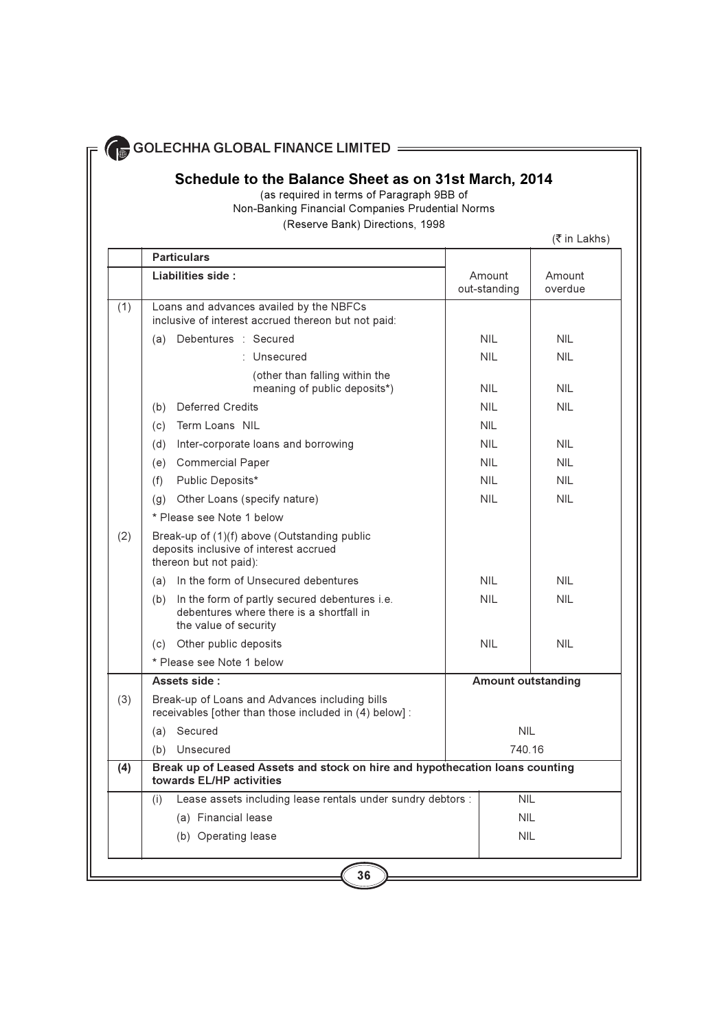## Schedule to the Balance Sheet as on 31st March, 2014

(as required in terms of Paragraph 9BB of
Non-Banking Financial Companies Prudential Norms
(Reserve Bank) Directions, 1998

(₹ in Lakhs)

| | **Particulars** | | |
|---|---|---|---|
| | **Liabilities side :** | Amount out-standing | Amount overdue |
| (1) | Loans and advances availed by the NBFCs inclusive of interest accrued thereon but not paid: | | |
| | (a) Debentures : Secured | NIL | NIL |
| | : Unsecured | NIL | NIL |
| | (other than falling within the meaning of public deposits*) | NIL | NIL |
| | (b) Deferred Credits | NIL | NIL |
| | (c) Term Loans NIL | NIL | |
| | (d) Inter-corporate loans and borrowing | NIL | NIL |
| | (e) Commercial Paper | NIL | NIL |
| | (f) Public Deposits* | NIL | NIL |
| | (g) Other Loans (specify nature) | NIL | NIL |
| | * Please see Note 1 below | | |
| (2) | Break-up of (1)(f) above (Outstanding public deposits inclusive of interest accrued thereon but not paid): | | |
| | (a) In the form of Unsecured debentures | NIL | NIL |
| | (b) In the form of partly secured debentures i.e. debentures where there is a shortfall in the value of security | NIL | NIL |
| | (c) Other public deposits | NIL | NIL |
| | * Please see Note 1 below | | |
| | **Assets side :** | **Amount outstanding** | |
| (3) | Break-up of Loans and Advances including bills receivables [other than those included in (4) below] : | | |
| | (a) Secured | NIL | |
| | (b) Unsecured | 740.16 | |
| **(4)** | **Break up of Leased Assets and stock on hire and hypothecation loans counting towards EL/HP activities** | | |
| | (i) Lease assets including lease rentals under sundry debtors : | NIL | |
| | (a) Financial lease | NIL | |
| | (b) Operating lease | NIL | |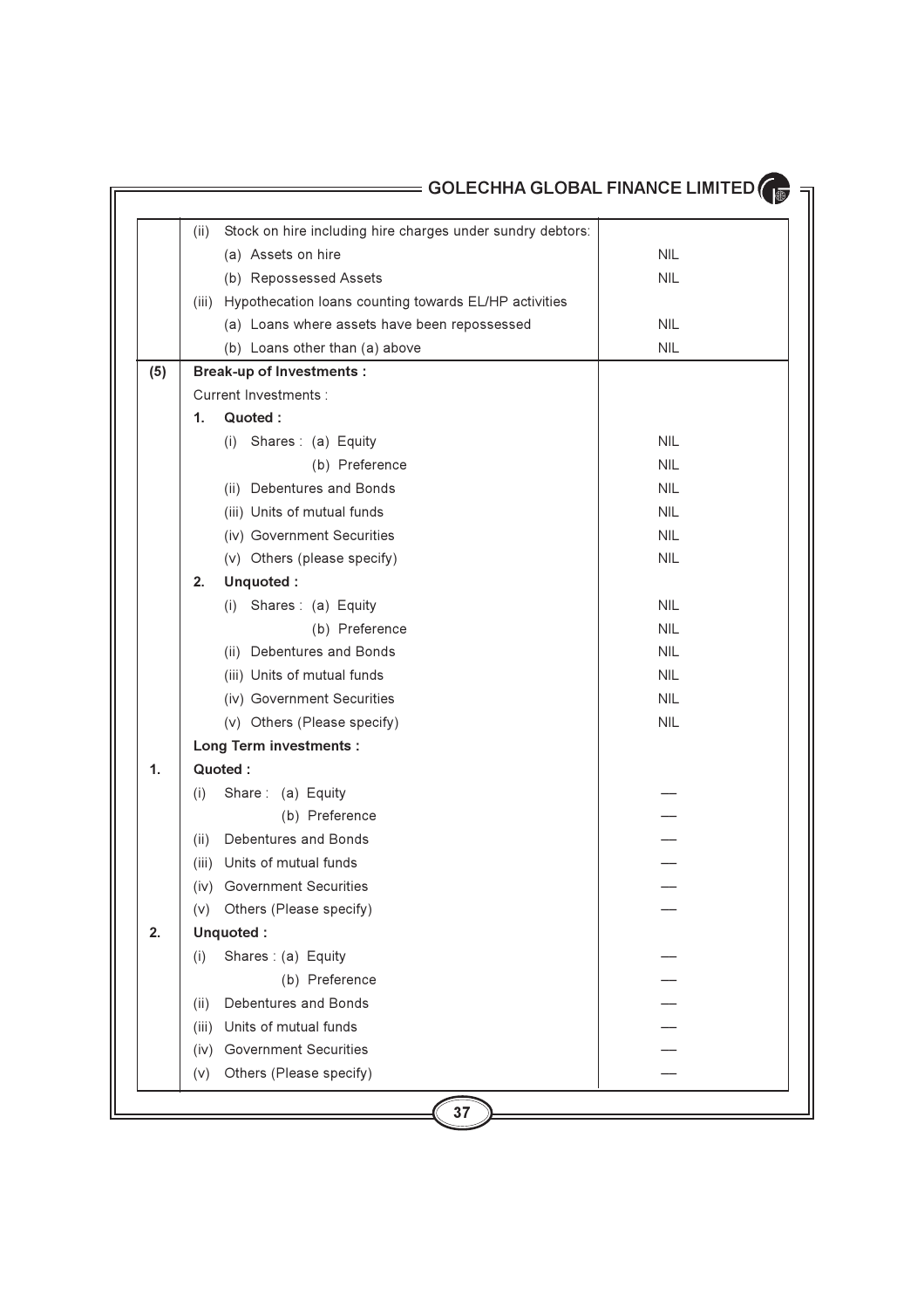| | | |
|---|---|---|
| | (ii) Stock on hire including hire charges under sundry debtors: | |
| | (a) Assets on hire | NIL |
| | (b) Repossessed Assets | NIL |
| | (iii) Hypothecation loans counting towards EL/HP activities | |
| | (a) Loans where assets have been repossessed | NIL |
| | (b) Loans other than (a) above | NIL |
| (5) | **Break-up of Investments :** | |
| | Current Investments : | |
| | **1. Quoted :** | |
| | (i) Shares : (a) Equity | NIL |
| | (b) Preference | NIL |
| | (ii) Debentures and Bonds | NIL |
| | (iii) Units of mutual funds | NIL |
| | (iv) Government Securities | NIL |
| | (v) Others (please specify) | NIL |
| | **2. Unquoted :** | |
| | (i) Shares : (a) Equity | NIL |
| | (b) Preference | NIL |
| | (ii) Debentures and Bonds | NIL |
| | (iii) Units of mutual funds | NIL |
| | (iv) Government Securities | NIL |
| | (v) Others (Please specify) | NIL |
| | **Long Term investments :** | |
| **1.** | **Quoted :** | |
| | (i) Share : (a) Equity | — |
| | (b) Preference | — |
| | (ii) Debentures and Bonds | — |
| | (iii) Units of mutual funds | — |
| | (iv) Government Securities | — |
| | (v) Others (Please specify) | — |
| **2.** | **Unquoted :** | |
| | (i) Shares : (a) Equity | — |
| | (b) Preference | — |
| | (ii) Debentures and Bonds | — |
| | (iii) Units of mutual funds | — |
| | (iv) Government Securities | — |
| | (v) Others (Please specify) | — |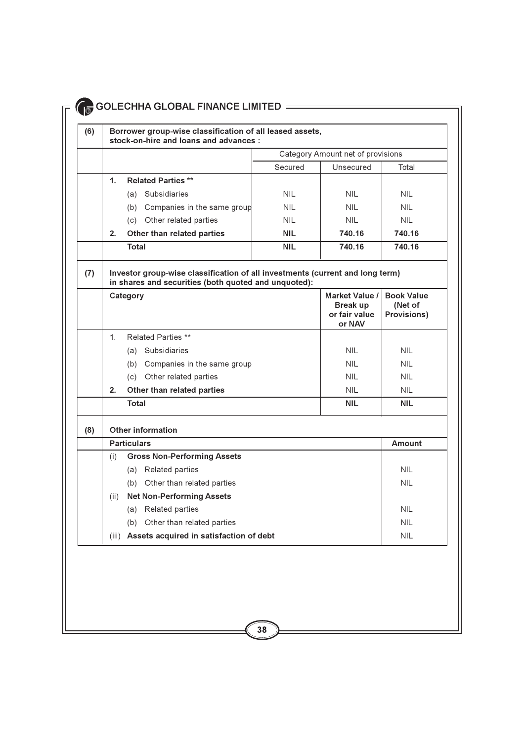| (6) | Borrower group-wise classification of all leased assets, stock-on-hire and loans and advances : | | | |
|---|---|---|---|---|
| | | Category Amount net of provisions | | |
| | | Secured | Unsecured | Total |
| | **1. Related Parties \*\*** | | | |
| | (a) Subsidiaries | NIL | NIL | NIL |
| | (b) Companies in the same group | NIL | NIL | NIL |
| | (c) Other related parties | NIL | NIL | NIL |
| | **2. Other than related parties** | **NIL** | **740.16** | **740.16** |
| | **Total** | **NIL** | **740.16** | **740.16** |

| (7) | Investor group-wise classification of all investments (current and long term) in shares and securities (both quoted and unquoted): | | |
|---|---|---|---|
| | **Category** | **Market Value / Break up or fair value or NAV** | **Book Value (Net of Provisions)** |
| | 1. Related Parties \*\* | | |
| | (a) Subsidiaries | NIL | NIL |
| | (b) Companies in the same group | NIL | NIL |
| | (c) Other related parties | NIL | NIL |
| | **2. Other than related parties** | NIL | NIL |
| | **Total** | **NIL** | **NIL** |

| (8) | Other information | |
|---|---|---|
| | **Particulars** | **Amount** |
| | (i) **Gross Non-Performing Assets** | |
| | (a) Related parties | NIL |
| | (b) Other than related parties | NIL |
| | (ii) **Net Non-Performing Assets** | |
| | (a) Related parties | NIL |
| | (b) Other than related parties | NIL |
| | (iii) **Assets acquired in satisfaction of debt** | NIL |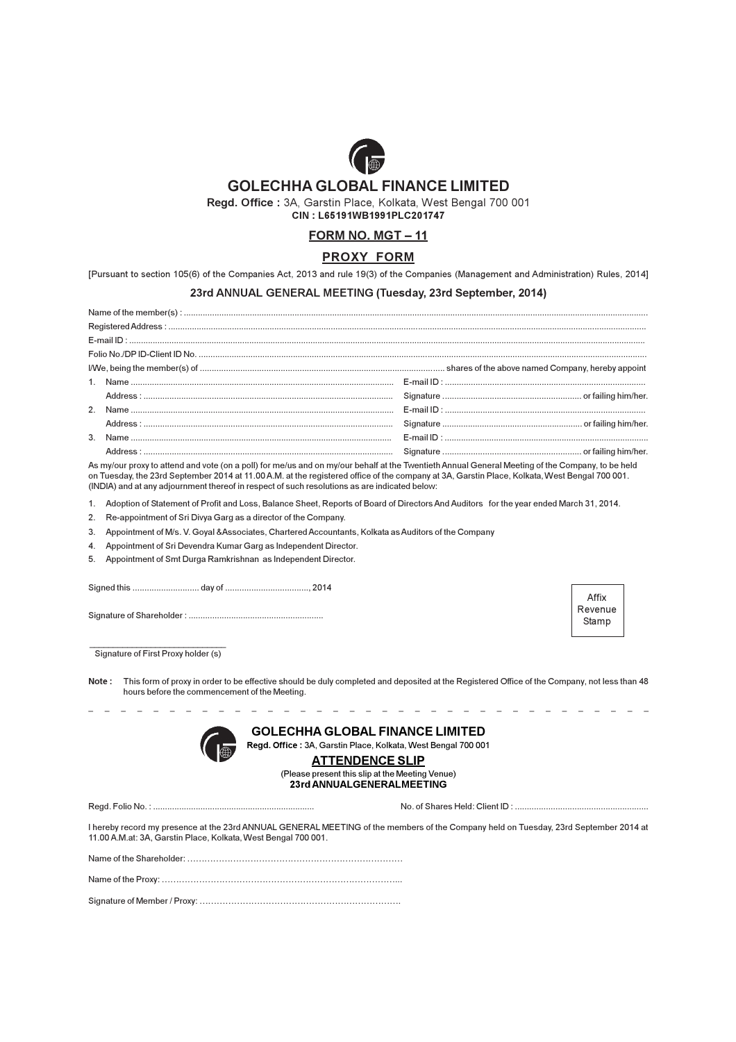# GOLECHHA GLOBAL FINANCE LIMITED

**Regd. Office :** 3A, Garstin Place, Kolkata, West Bengal 700 001

**CIN : L65191WB1991PLC201747**

## FORM NO. MGT – 11

## PROXY FORM

[Pursuant to section 105(6) of the Companies Act, 2013 and rule 19(3) of the Companies (Management and Administration) Rules, 2014]

### 23rd ANNUAL GENERAL MEETING (Tuesday, 23rd September, 2014)

Name of the member(s) : ..........................................................................................................

Registered Address : ..........................................................................................................

E-mail ID : ..........................................................................................................

Folio No./DP ID-Client ID No. ..........................................................................................................

I/We, being the member(s) of ........................................................ shares of the above named Company, hereby appoint

1. Name ........................................................ E-mail ID : ........................................................
   Address : ........................................................ Signature ........................................................ or failing him/her.
2. Name ........................................................ E-mail ID : ........................................................
   Address : ........................................................ Signature ........................................................ or failing him/her.
3. Name ........................................................ E-mail ID : ........................................................
   Address : ........................................................ Signature ........................................................ or failing him/her.

As my/our proxy to attend and vote (on a poll) for me/us and on my/our behalf at the Twentieth Annual General Meeting of the Company, to be held on Tuesday, the 23rd September 2014 at 11.00 A.M. at the registered office of the company at 3A, Garstin Place, Kolkata, West Bengal 700 001. (INDIA) and at any adjournment thereof in respect of such resolutions as are indicated below:

1. Adoption of Statement of Profit and Loss, Balance Sheet, Reports of Board of Directors And Auditors for the year ended March 31, 2014.
2. Re-appointment of Sri Divya Garg as a director of the Company.
3. Appointment of M/s. V. Goyal &Associates, Chartered Accountants, Kolkata as Auditors of the Company
4. Appointment of Sri Devendra Kumar Garg as Independent Director.
5. Appointment of Smt Durga Ramkrishnan as Independent Director.

Signed this ............................ day of ..................................., 2014

Signature of Shareholder : ........................................................

Affix Revenue Stamp

______________________________

Signature of First Proxy holder (s)

**Note :** This form of proxy in order to be effective should be duly completed and deposited at the Registered Office of the Company, not less than 48 hours before the commencement of the Meeting.

---

# GOLECHHA GLOBAL FINANCE LIMITED

**Regd. Office :** 3A, Garstin Place, Kolkata, West Bengal 700 001

## ATTENDENCE SLIP

(Please present this slip at the Meeting Venue)

**23rd ANNUALGENERALMEETING**

Regd. Folio No. : .................................................................. No. of Shares Held: Client ID : ......................................................

I hereby record my presence at the 23rd ANNUAL GENERAL MEETING of the members of the Company held on Tuesday, 23rd September 2014 at 11.00 A.M.at: 3A, Garstin Place, Kolkata, West Bengal 700 001.

Name of the Shareholder: …………………………………………………………………

Name of the Proxy: ………………………………………………………………………...

Signature of Member / Proxy: …………………………………………………………….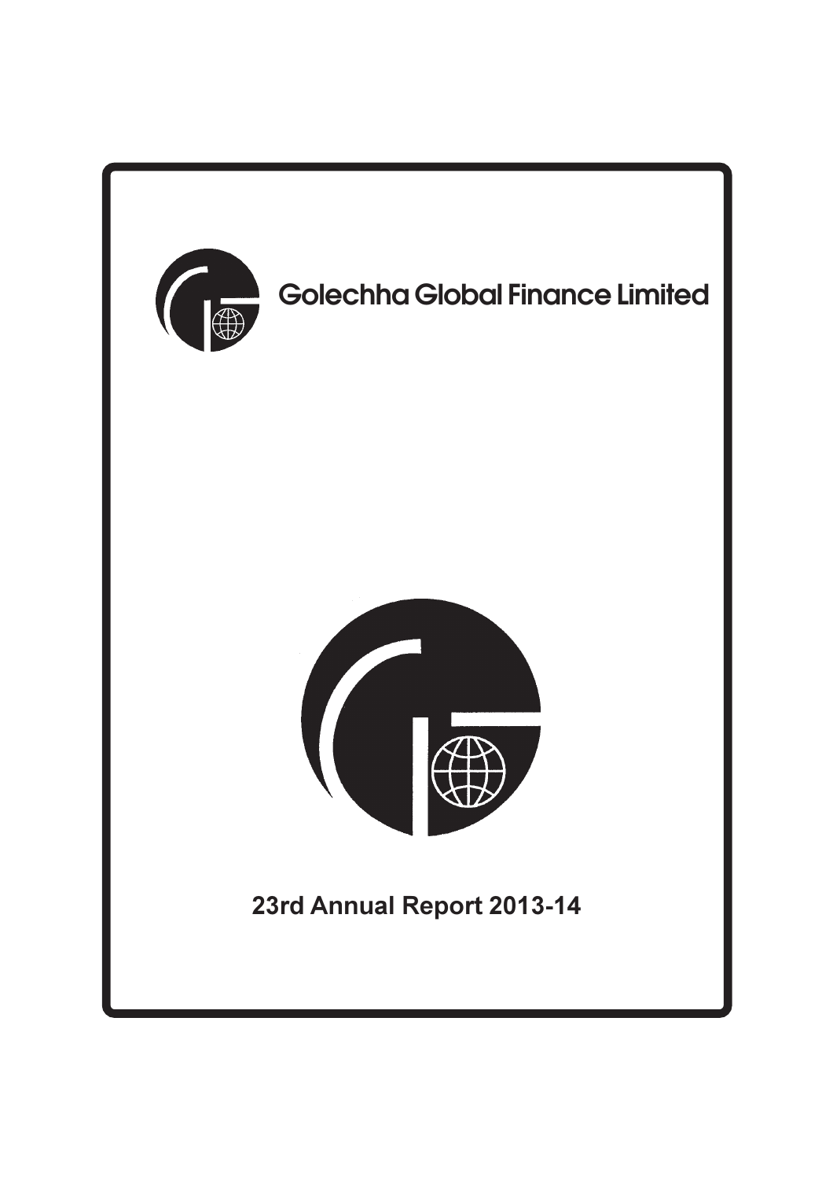# Golechha Global Finance Limited

## 23rd Annual Report 2013-14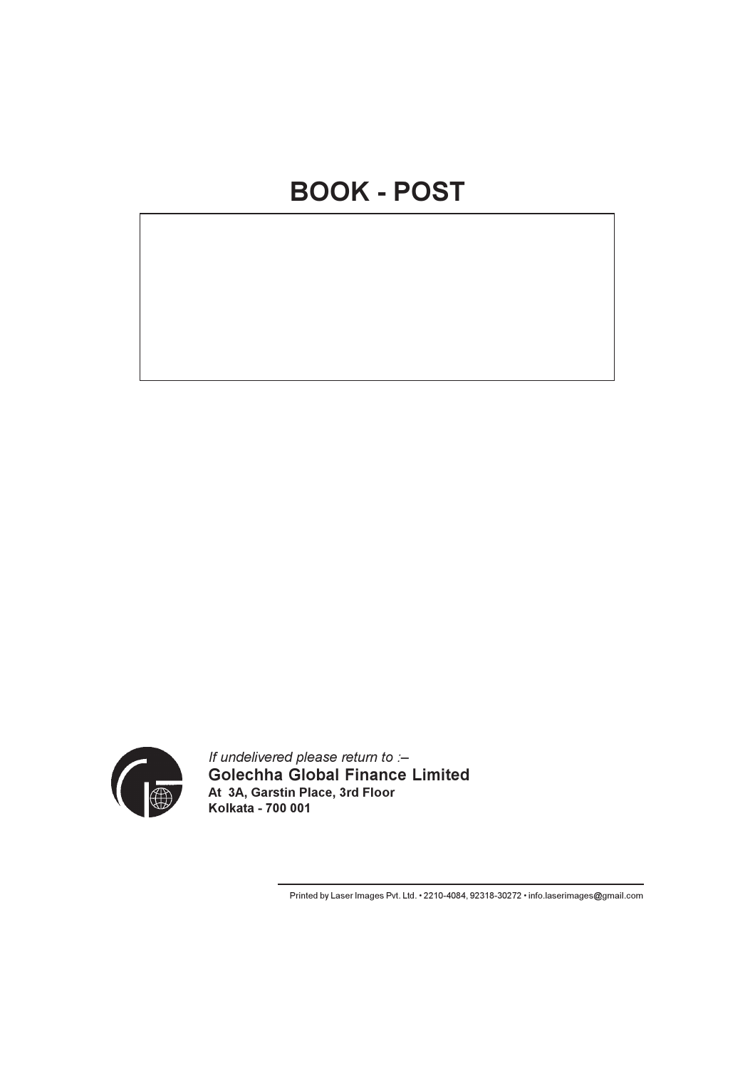# BOOK - POST

*If undelivered please return to :–*

**Golechha Global Finance Limited**

**At 3A, Garstin Place, 3rd Floor**

**Kolkata - 700 001**

Printed by Laser Images Pvt. Ltd. • 2210-4084, 92318-30272 • info.laserimages@gmail.com